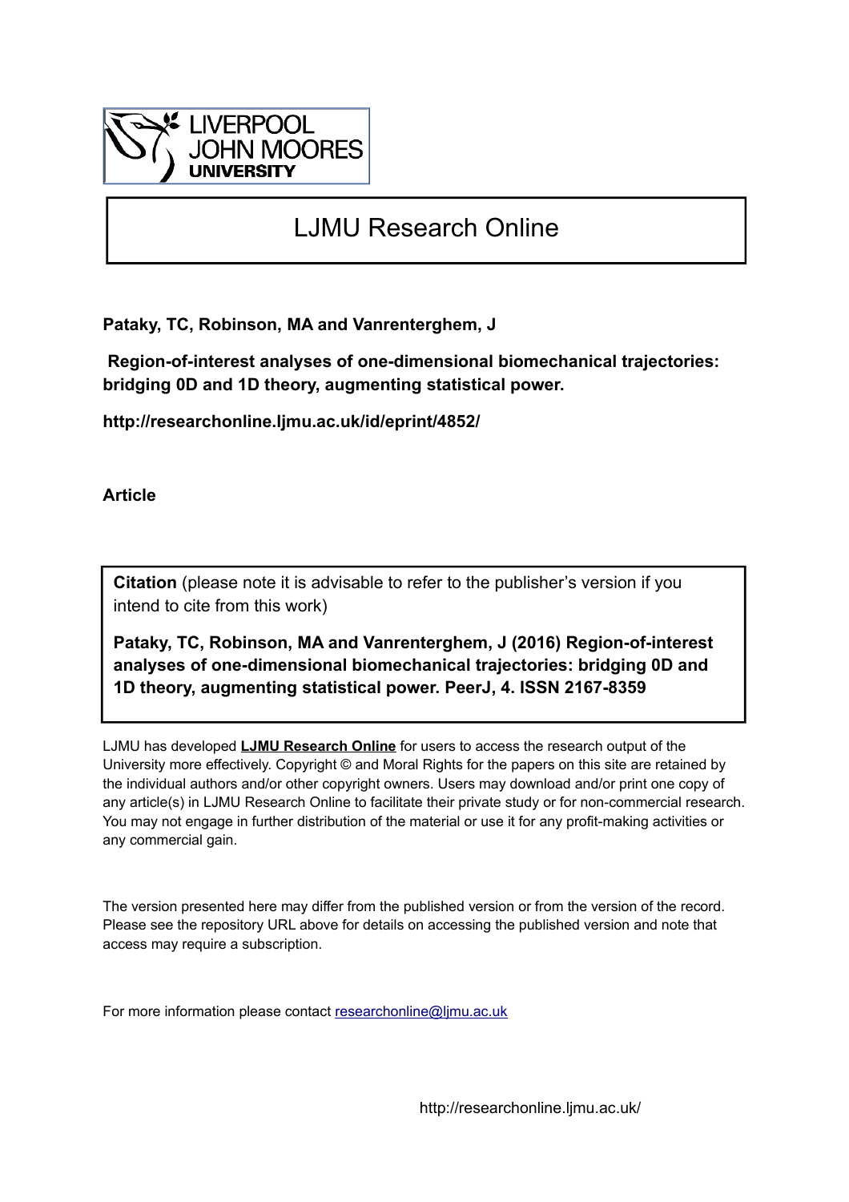LIVERPOOL JOHN MOORES UNIVERSITY

# LJMU Research Online

**Pataky, TC, Robinson, MA and Vanrenterghem, J**

**Region-of-interest analyses of one-dimensional biomechanical trajectories: bridging 0D and 1D theory, augmenting statistical power.**

**http://researchonline.ljmu.ac.uk/id/eprint/4852/**

**Article**

**Citation** (please note it is advisable to refer to the publisher's version if you intend to cite from this work)

**Pataky, TC, Robinson, MA and Vanrenterghem, J (2016) Region-of-interest analyses of one-dimensional biomechanical trajectories: bridging 0D and 1D theory, augmenting statistical power. PeerJ, 4. ISSN 2167-8359**

LJMU has developed **LJMU Research Online** for users to access the research output of the University more effectively. Copyright © and Moral Rights for the papers on this site are retained by the individual authors and/or other copyright owners. Users may download and/or print one copy of any article(s) in LJMU Research Online to facilitate their private study or for non-commercial research. You may not engage in further distribution of the material or use it for any profit-making activities or any commercial gain.

The version presented here may differ from the published version or from the version of the record. Please see the repository URL above for details on accessing the published version and note that access may require a subscription.

For more information please contact researchonline@ljmu.ac.uk

http://researchonline.ljmu.ac.uk/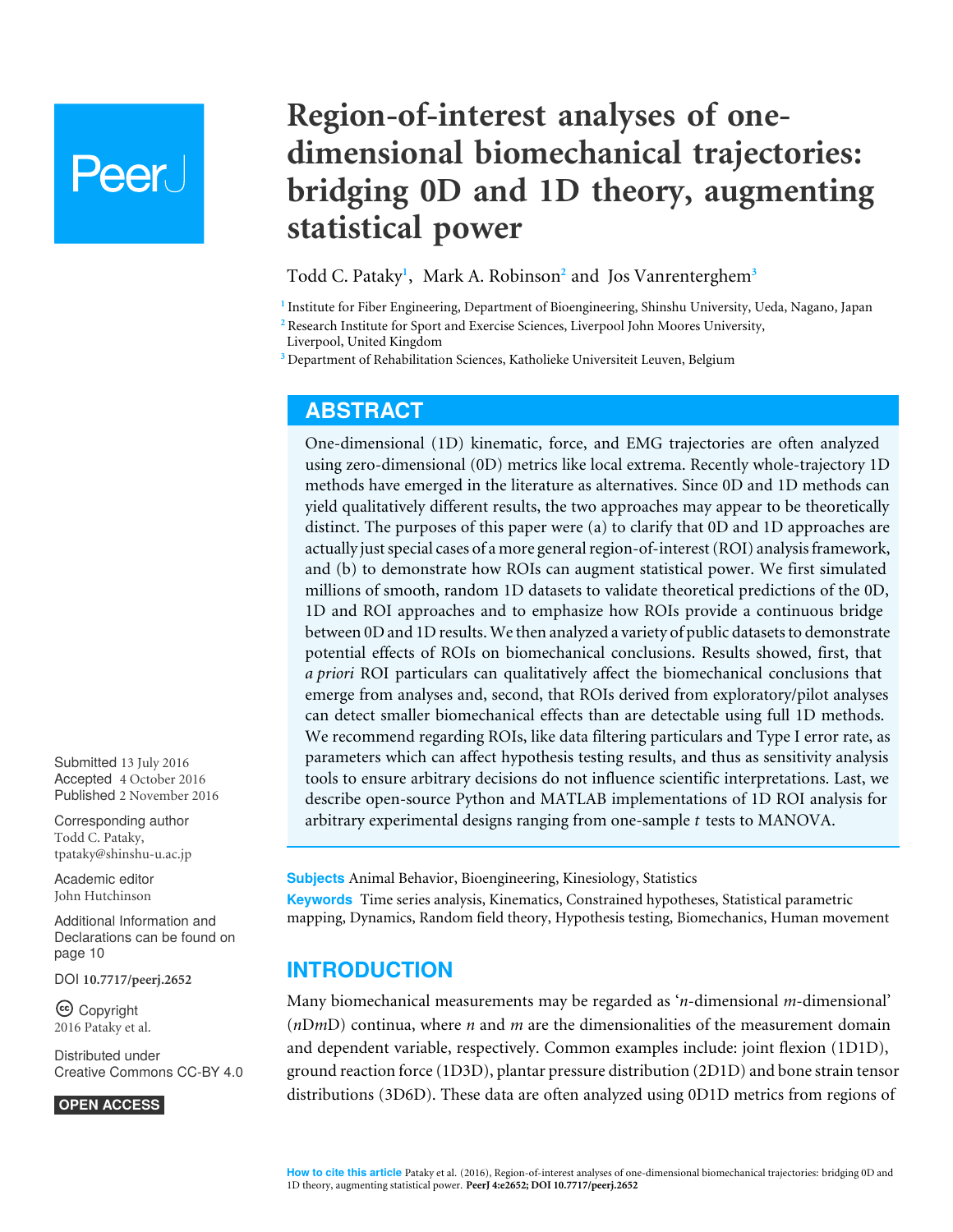# Region-of-interest analyses of one-dimensional biomechanical trajectories: bridging 0D and 1D theory, augmenting statistical power

Todd C. Pataky[1], Mark A. Robinson[2] and Jos Vanrenterghem[3]

[1] Institute for Fiber Engineering, Department of Bioengineering, Shinshu University, Ueda, Nagano, Japan
[2] Research Institute for Sport and Exercise Sciences, Liverpool John Moores University, Liverpool, United Kingdom
[3] Department of Rehabilitation Sciences, Katholieke Universiteit Leuven, Belgium

## ABSTRACT

One-dimensional (1D) kinematic, force, and EMG trajectories are often analyzed using zero-dimensional (0D) metrics like local extrema. Recently whole-trajectory 1D methods have emerged in the literature as alternatives. Since 0D and 1D methods can yield qualitatively different results, the two approaches may appear to be theoretically distinct. The purposes of this paper were (a) to clarify that 0D and 1D approaches are actually just special cases of a more general region-of-interest (ROI) analysis framework, and (b) to demonstrate how ROIs can augment statistical power. We first simulated millions of smooth, random 1D datasets to validate theoretical predictions of the 0D, 1D and ROI approaches and to emphasize how ROIs provide a continuous bridge between 0D and 1D results. We then analyzed a variety of public datasets to demonstrate potential effects of ROIs on biomechanical conclusions. Results showed, first, that *a priori* ROI particulars can qualitatively affect the biomechanical conclusions that emerge from analyses and, second, that ROIs derived from exploratory/pilot analyses can detect smaller biomechanical effects than are detectable using full 1D methods. We recommend regarding ROIs, like data filtering particulars and Type I error rate, as parameters which can affect hypothesis testing results, and thus as sensitivity analysis tools to ensure arbitrary decisions do not influence scientific interpretations. Last, we describe open-source Python and MATLAB implementations of 1D ROI analysis for arbitrary experimental designs ranging from one-sample *t* tests to MANOVA.

**Subjects** Animal Behavior, Bioengineering, Kinesiology, Statistics
**Keywords** Time series analysis, Kinematics, Constrained hypotheses, Statistical parametric mapping, Dynamics, Random field theory, Hypothesis testing, Biomechanics, Human movement

Submitted 13 July 2016
Accepted 4 October 2016
Published 2 November 2016

Corresponding author
Todd C. Pataky,
tpataky@shinshu-u.ac.jp

Academic editor
John Hutchinson

Additional Information and Declarations can be found on page 10

DOI **10.7717/peerj.2652**

Copyright
2016 Pataky et al.

Distributed under
Creative Commons CC-BY 4.0

OPEN ACCESS

## INTRODUCTION

Many biomechanical measurements may be regarded as '*n*-dimensional *m*-dimensional' (*n*D*m*D) continua, where *n* and *m* are the dimensionalities of the measurement domain and dependent variable, respectively. Common examples include: joint flexion (1D1D), ground reaction force (1D3D), plantar pressure distribution (2D1D) and bone strain tensor distributions (3D6D). These data are often analyzed using 0D1D metrics from regions of

**How to cite this article** Pataky et al. (2016), Region-of-interest analyses of one-dimensional biomechanical trajectories: bridging 0D and 1D theory, augmenting statistical power. **PeerJ 4:e2652; DOI 10.7717/peerj.2652**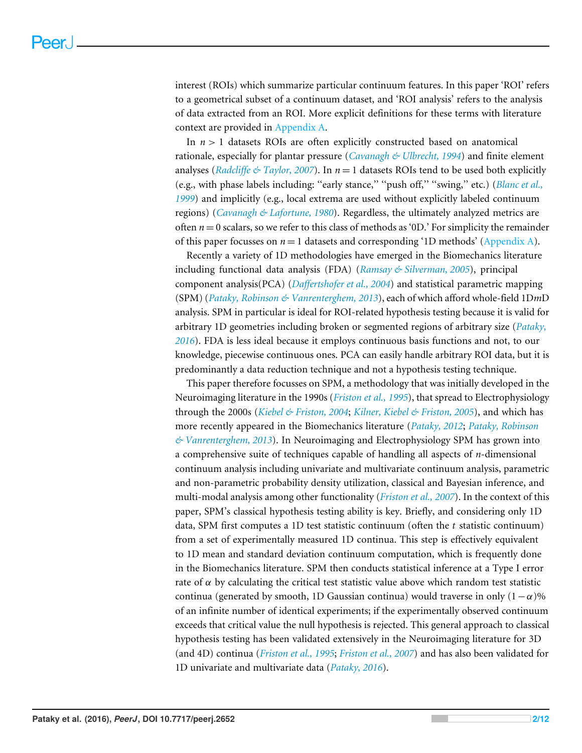interest (ROIs) which summarize particular continuum features. In this paper 'ROI' refers to a geometrical subset of a continuum dataset, and 'ROI analysis' refers to the analysis of data extracted from an ROI. More explicit definitions for these terms with literature context are provided in Appendix A.

In $n > 1$ datasets ROIs are often explicitly constructed based on anatomical rationale, especially for plantar pressure (*Cavanagh & Ulbrecht, 1994*) and finite element analyses (*Radcliffe & Taylor, 2007*). In $n = 1$ datasets ROIs tend to be used both explicitly (e.g., with phase labels including: "early stance," "push off," "swing," etc.) (*Blanc et al., 1999*) and implicitly (e.g., local extrema are used without explicitly labeled continuum regions) (*Cavanagh & Lafortune, 1980*). Regardless, the ultimately analyzed metrics are often $n = 0$ scalars, so we refer to this class of methods as '0D.' For simplicity the remainder of this paper focusses on $n = 1$ datasets and corresponding '1D methods' (Appendix A).

Recently a variety of 1D methodologies have emerged in the Biomechanics literature including functional data analysis (FDA) (*Ramsay & Silverman, 2005*), principal component analysis(PCA) (*Daffertshofer et al., 2004*) and statistical parametric mapping (SPM) (*Pataky, Robinson & Vanrenterghem, 2013*), each of which afford whole-field 1D*m*D analysis. SPM in particular is ideal for ROI-related hypothesis testing because it is valid for arbitrary 1D geometries including broken or segmented regions of arbitrary size (*Pataky, 2016*). FDA is less ideal because it employs continuous basis functions and not, to our knowledge, piecewise continuous ones. PCA can easily handle arbitrary ROI data, but it is predominantly a data reduction technique and not a hypothesis testing technique.

This paper therefore focusses on SPM, a methodology that was initially developed in the Neuroimaging literature in the 1990s (*Friston et al., 1995*), that spread to Electrophysiology through the 2000s (*Kiebel & Friston, 2004*; *Kilner, Kiebel & Friston, 2005*), and which has more recently appeared in the Biomechanics literature (*Pataky, 2012*; *Pataky, Robinson & Vanrenterghem, 2013*). In Neuroimaging and Electrophysiology SPM has grown into a comprehensive suite of techniques capable of handling all aspects of $n$-dimensional continuum analysis including univariate and multivariate continuum analysis, parametric and non-parametric probability density utilization, classical and Bayesian inference, and multi-modal analysis among other functionality (*Friston et al., 2007*). In the context of this paper, SPM's classical hypothesis testing ability is key. Briefly, and considering only 1D data, SPM first computes a 1D test statistic continuum (often the $t$ statistic continuum) from a set of experimentally measured 1D continua. This step is effectively equivalent to 1D mean and standard deviation continuum computation, which is frequently done in the Biomechanics literature. SPM then conducts statistical inference at a Type I error rate of $\alpha$ by calculating the critical test statistic value above which random test statistic continua (generated by smooth, 1D Gaussian continua) would traverse in only $(1-\alpha)$% of an infinite number of identical experiments; if the experimentally observed continuum exceeds that critical value the null hypothesis is rejected. This general approach to classical hypothesis testing has been validated extensively in the Neuroimaging literature for 3D (and 4D) continua (*Friston et al., 1995*; *Friston et al., 2007*) and has also been validated for 1D univariate and multivariate data (*Pataky, 2016*).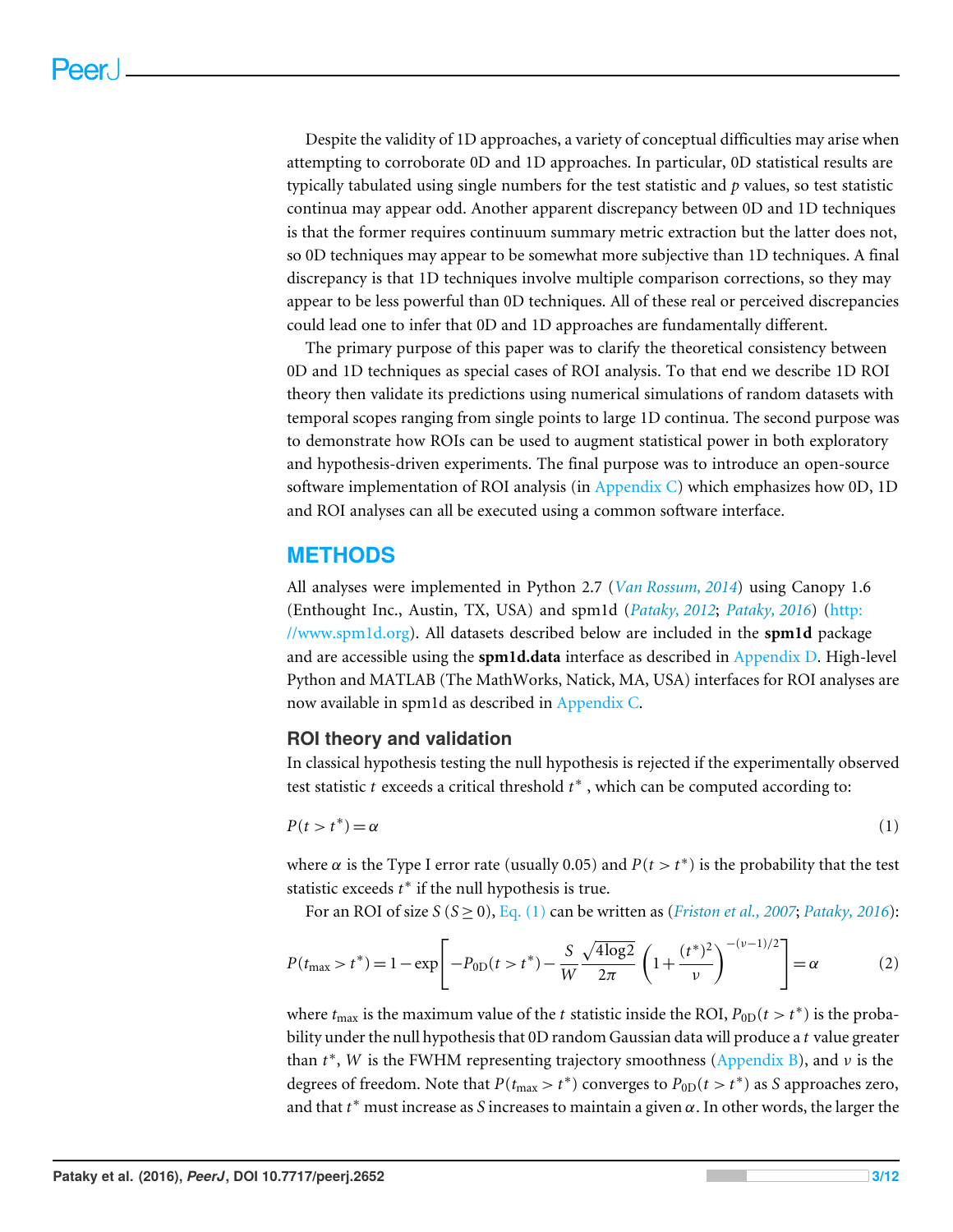Despite the validity of 1D approaches, a variety of conceptual difficulties may arise when attempting to corroborate 0D and 1D approaches. In particular, 0D statistical results are typically tabulated using single numbers for the test statistic and $p$ values, so test statistic continua may appear odd. Another apparent discrepancy between 0D and 1D techniques is that the former requires continuum summary metric extraction but the latter does not, so 0D techniques may appear to be somewhat more subjective than 1D techniques. A final discrepancy is that 1D techniques involve multiple comparison corrections, so they may appear to be less powerful than 0D techniques. All of these real or perceived discrepancies could lead one to infer that 0D and 1D approaches are fundamentally different.

The primary purpose of this paper was to clarify the theoretical consistency between 0D and 1D techniques as special cases of ROI analysis. To that end we describe 1D ROI theory then validate its predictions using numerical simulations of random datasets with temporal scopes ranging from single points to large 1D continua. The second purpose was to demonstrate how ROIs can be used to augment statistical power in both exploratory and hypothesis-driven experiments. The final purpose was to introduce an open-source software implementation of ROI analysis (in Appendix C) which emphasizes how 0D, 1D and ROI analyses can all be executed using a common software interface.

## METHODS

All analyses were implemented in Python 2.7 (*Van Rossum, 2014*) using Canopy 1.6 (Enthought Inc., Austin, TX, USA) and spm1d (*Pataky, 2012*; *Pataky, 2016*) (http://www.spm1d.org). All datasets described below are included in the **spm1d** package and are accessible using the **spm1d.data** interface as described in Appendix D. High-level Python and MATLAB (The MathWorks, Natick, MA, USA) interfaces for ROI analyses are now available in spm1d as described in Appendix C.

### ROI theory and validation

In classical hypothesis testing the null hypothesis is rejected if the experimentally observed test statistic $t$ exceeds a critical threshold $t^*$, which can be computed according to:

$$P(t > t^*) = \alpha \tag{1}$$

where $\alpha$ is the Type I error rate (usually 0.05) and $P(t > t^*)$ is the probability that the test statistic exceeds $t^*$ if the null hypothesis is true.

For an ROI of size $S$ ($S \geq 0$), Eq. (1) can be written as (*Friston et al., 2007*; *Pataky, 2016*):

$$P(t_{\mathrm{max}} > t^*) = 1 - \exp\left[ -P_{\mathrm{0D}}(t > t^*) - \frac{S}{W} \frac{\sqrt{4 \log 2}}{2\pi} \left(1 + \frac{(t^*)^2}{\nu}\right)^{-(\nu-1)/2} \right] = \alpha \tag{2}$$

where $t_{\mathrm{max}}$ is the maximum value of the $t$ statistic inside the ROI, $P_{\mathrm{0D}}(t > t^*)$ is the probability under the null hypothesis that 0D random Gaussian data will produce a $t$ value greater than $t^*$, $W$ is the FWHM representing trajectory smoothness (Appendix B), and $\nu$ is the degrees of freedom. Note that $P(t_{\mathrm{max}} > t^*)$ converges to $P_{\mathrm{0D}}(t > t^*)$ as $S$ approaches zero, and that $t^*$ must increase as $S$ increases to maintain a given $\alpha$. In other words, the larger the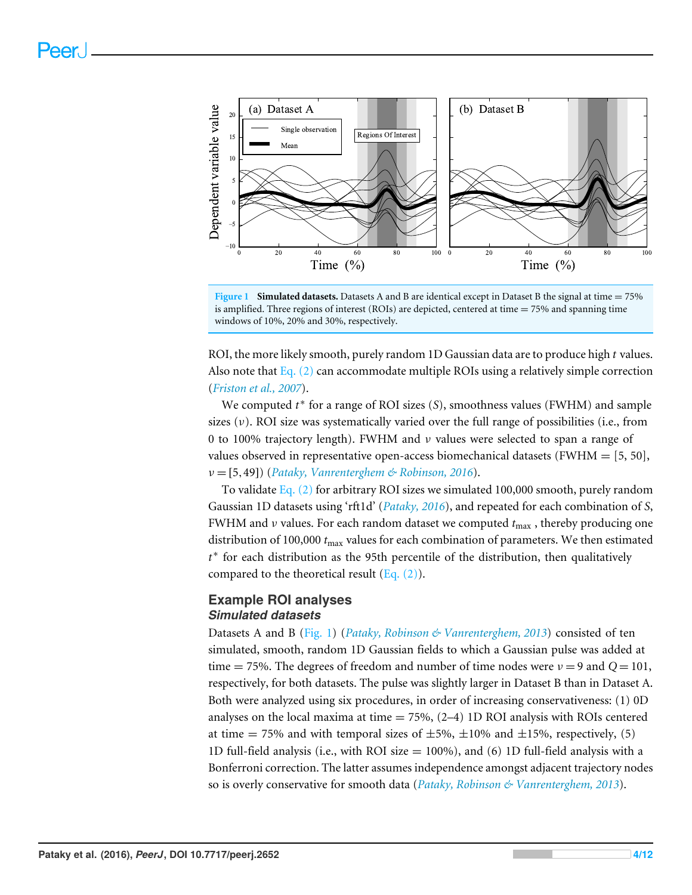**Figure 1** **Simulated datasets.** Datasets A and B are identical except in Dataset B the signal at time = 75% is amplified. Three regions of interest (ROIs) are depicted, centered at time = 75% and spanning time windows of 10%, 20% and 30%, respectively.

ROI, the more likely smooth, purely random 1D Gaussian data are to produce high $t$ values. Also note that Eq. (2) can accommodate multiple ROIs using a relatively simple correction (*Friston et al., 2007*).

We computed $t^*$ for a range of ROI sizes ($S$), smoothness values (FWHM) and sample sizes ($\nu$). ROI size was systematically varied over the full range of possibilities (i.e., from 0 to 100% trajectory length). FWHM and $\nu$ values were selected to span a range of values observed in representative open-access biomechanical datasets (FWHM = [5, 50], $\nu = [5, 49]$) (*Pataky, Vanrenterghem & Robinson, 2016*).

To validate Eq. (2) for arbitrary ROI sizes we simulated 100,000 smooth, purely random Gaussian 1D datasets using 'rft1d' (*Pataky, 2016*), and repeated for each combination of $S$, FWHM and $\nu$ values. For each random dataset we computed $t_{max}$, thereby producing one distribution of 100,000 $t_{max}$ values for each combination of parameters. We then estimated $t^*$ for each distribution as the 95th percentile of the distribution, then qualitatively compared to the theoretical result (Eq. (2)).

## Example ROI analyses

### *Simulated datasets*

Datasets A and B (Fig. 1) (*Pataky, Robinson & Vanrenterghem, 2013*) consisted of ten simulated, smooth, random 1D Gaussian fields to which a Gaussian pulse was added at time = 75%. The degrees of freedom and number of time nodes were $\nu = 9$ and $Q = 101$, respectively, for both datasets. The pulse was slightly larger in Dataset B than in Dataset A. Both were analyzed using six procedures, in order of increasing conservativeness: (1) 0D analyses on the local maxima at time = 75%, (2–4) 1D ROI analysis with ROIs centered at time = 75% and with temporal sizes of ±5%, ±10% and ±15%, respectively, (5) 1D full-field analysis (i.e., with ROI size = 100%), and (6) 1D full-field analysis with a Bonferroni correction. The latter assumes independence amongst adjacent trajectory nodes so is overly conservative for smooth data (*Pataky, Robinson & Vanrenterghem, 2013*).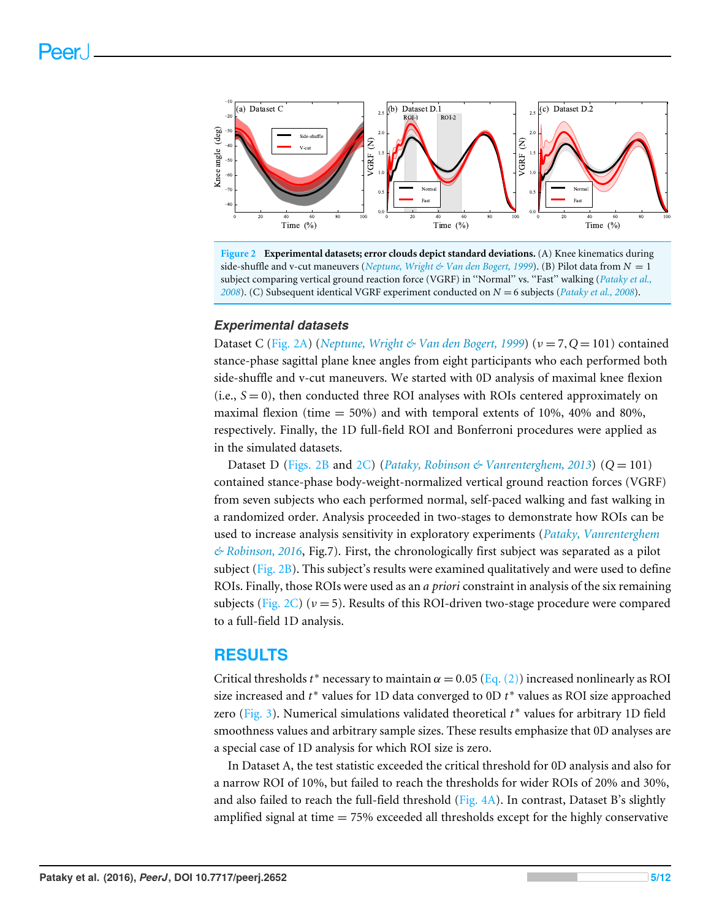**Figure 2 Experimental datasets; error clouds depict standard deviations.** (A) Knee kinematics during side-shuffle and v-cut maneuvers (*Neptune, Wright & Van den Bogert, 1999*). (B) Pilot data from $N = 1$ subject comparing vertical ground reaction force (VGRF) in "Normal" vs. "Fast" walking (*Pataky et al., 2008*). (C) Subsequent identical VGRF experiment conducted on $N = 6$ subjects (*Pataky et al., 2008*).

### *Experimental datasets*

Dataset C (Fig. 2A) (*Neptune, Wright & Van den Bogert, 1999*) ($\nu = 7, Q = 101$) contained stance-phase sagittal plane knee angles from eight participants who each performed both side-shuffle and v-cut maneuvers. We started with 0D analysis of maximal knee flexion (i.e., $S = 0$), then conducted three ROI analyses with ROIs centered approximately on maximal flexion (time = 50%) and with temporal extents of 10%, 40% and 80%, respectively. Finally, the 1D full-field ROI and Bonferroni procedures were applied as in the simulated datasets.

Dataset D (Figs. 2B and 2C) (*Pataky, Robinson & Vanrenterghem, 2013*) ($Q = 101$) contained stance-phase body-weight-normalized vertical ground reaction forces (VGRF) from seven subjects who each performed normal, self-paced walking and fast walking in a randomized order. Analysis proceeded in two-stages to demonstrate how ROIs can be used to increase analysis sensitivity in exploratory experiments (*Pataky, Vanrenterghem & Robinson, 2016*, Fig.7). First, the chronologically first subject was separated as a pilot subject (Fig. 2B). This subject's results were examined qualitatively and were used to define ROIs. Finally, those ROIs were used as an *a priori* constraint in analysis of the six remaining subjects (Fig. 2C) ($\nu = 5$). Results of this ROI-driven two-stage procedure were compared to a full-field 1D analysis.

## RESULTS

Critical thresholds $t^*$ necessary to maintain $\alpha = 0.05$ (Eq. (2)) increased nonlinearly as ROI size increased and $t^*$ values for 1D data converged to 0D $t^*$ values as ROI size approached zero (Fig. 3). Numerical simulations validated theoretical $t^*$ values for arbitrary 1D field smoothness values and arbitrary sample sizes. These results emphasize that 0D analyses are a special case of 1D analysis for which ROI size is zero.

In Dataset A, the test statistic exceeded the critical threshold for 0D analysis and also for a narrow ROI of 10%, but failed to reach the thresholds for wider ROIs of 20% and 30%, and also failed to reach the full-field threshold (Fig. 4A). In contrast, Dataset B's slightly amplified signal at time = 75% exceeded all thresholds except for the highly conservative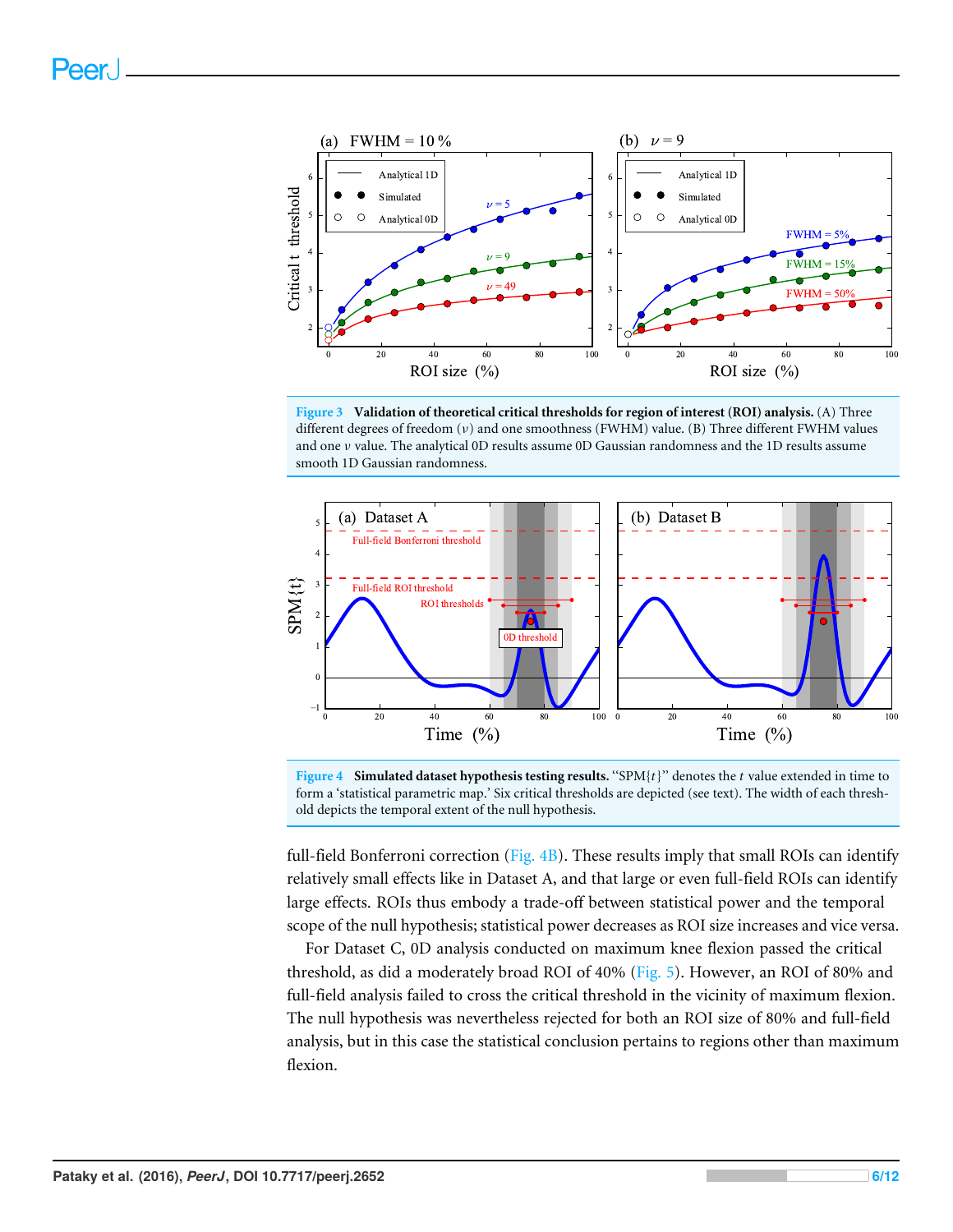**Figure 3 Validation of theoretical critical thresholds for region of interest (ROI) analysis.** (A) Three different degrees of freedom ($\nu$) and one smoothness (FWHM) value. (B) Three different FWHM values and one $\nu$ value. The analytical 0D results assume 0D Gaussian randomness and the 1D results assume smooth 1D Gaussian randomness.

**Figure 4 Simulated dataset hypothesis testing results.** "SPM{$t$}" denotes the $t$ value extended in time to form a 'statistical parametric map.' Six critical thresholds are depicted (see text). The width of each threshold depicts the temporal extent of the null hypothesis.

full-field Bonferroni correction (Fig. 4B). These results imply that small ROIs can identify relatively small effects like in Dataset A, and that large or even full-field ROIs can identify large effects. ROIs thus embody a trade-off between statistical power and the temporal scope of the null hypothesis; statistical power decreases as ROI size increases and vice versa.

For Dataset C, 0D analysis conducted on maximum knee flexion passed the critical threshold, as did a moderately broad ROI of 40% (Fig. 5). However, an ROI of 80% and full-field analysis failed to cross the critical threshold in the vicinity of maximum flexion. The null hypothesis was nevertheless rejected for both an ROI size of 80% and full-field analysis, but in this case the statistical conclusion pertains to regions other than maximum flexion.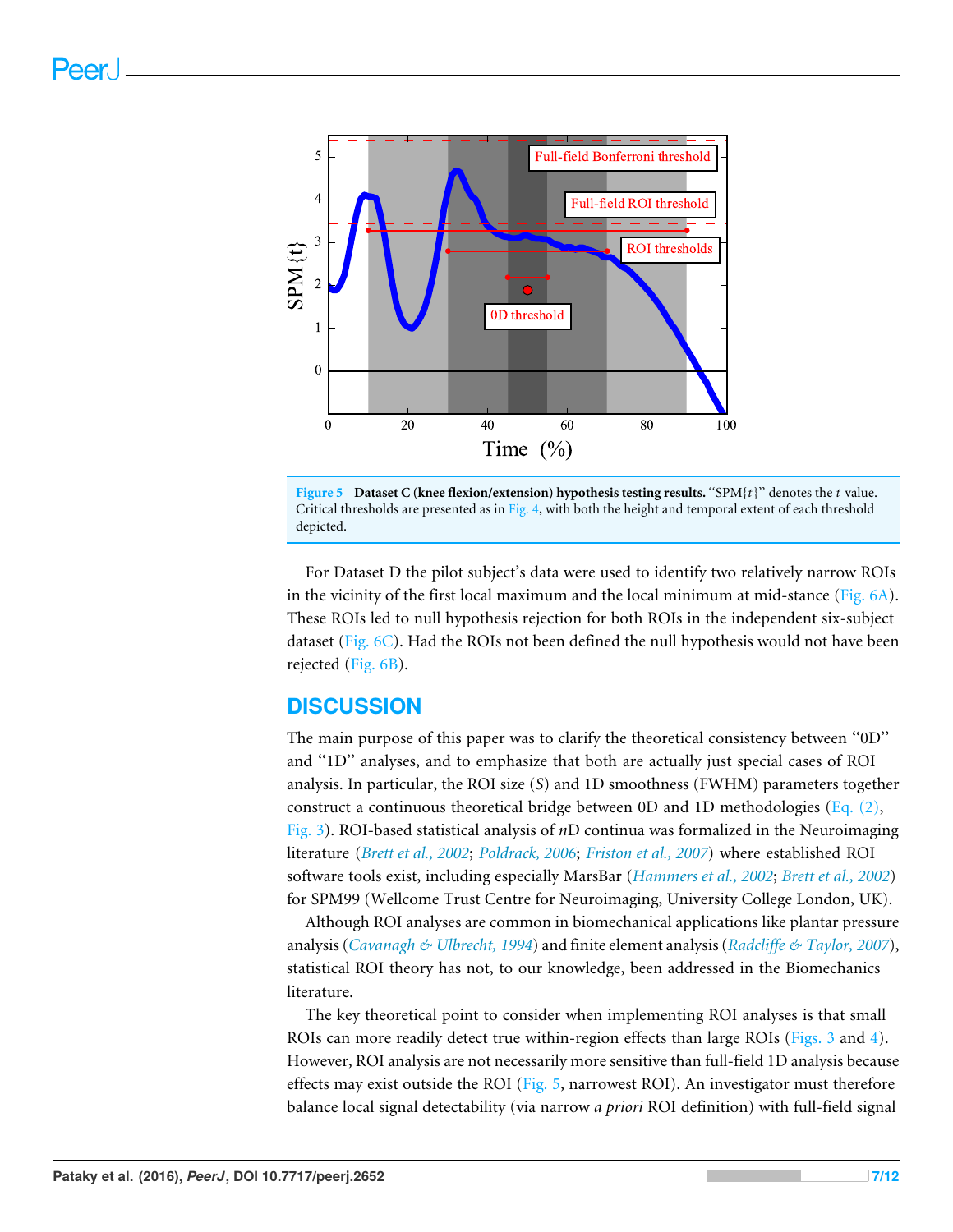**Figure 5 Dataset C (knee flexion/extension) hypothesis testing results.** "SPM{$t$}" denotes the $t$ value. Critical thresholds are presented as in Fig. 4, with both the height and temporal extent of each threshold depicted.

For Dataset D the pilot subject's data were used to identify two relatively narrow ROIs in the vicinity of the first local maximum and the local minimum at mid-stance (Fig. 6A). These ROIs led to null hypothesis rejection for both ROIs in the independent six-subject dataset (Fig. 6C). Had the ROIs not been defined the null hypothesis would not have been rejected (Fig. 6B).

## DISCUSSION

The main purpose of this paper was to clarify the theoretical consistency between "0D" and "1D" analyses, and to emphasize that both are actually just special cases of ROI analysis. In particular, the ROI size ($S$) and 1D smoothness (FWHM) parameters together construct a continuous theoretical bridge between 0D and 1D methodologies (Eq. (2), Fig. 3). ROI-based statistical analysis of $n$D continua was formalized in the Neuroimaging literature (*Brett et al., 2002*; *Poldrack, 2006*; *Friston et al., 2007*) where established ROI software tools exist, including especially MarsBar (*Hammers et al., 2002*; *Brett et al., 2002*) for SPM99 (Wellcome Trust Centre for Neuroimaging, University College London, UK).

Although ROI analyses are common in biomechanical applications like plantar pressure analysis (*Cavanagh & Ulbrecht, 1994*) and finite element analysis (*Radcliffe & Taylor, 2007*), statistical ROI theory has not, to our knowledge, been addressed in the Biomechanics literature.

The key theoretical point to consider when implementing ROI analyses is that small ROIs can more readily detect true within-region effects than large ROIs (Figs. 3 and 4). However, ROI analysis are not necessarily more sensitive than full-field 1D analysis because effects may exist outside the ROI (Fig. 5, narrowest ROI). An investigator must therefore balance local signal detectability (via narrow *a priori* ROI definition) with full-field signal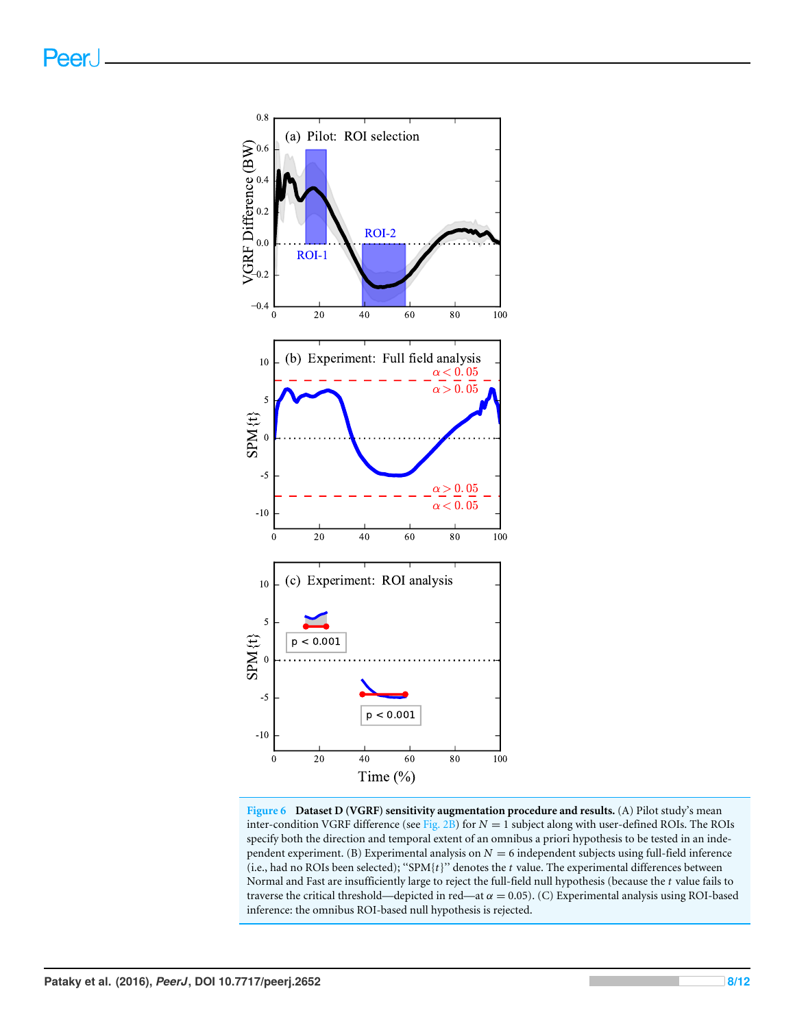**Figure 6 Dataset D (VGRF) sensitivity augmentation procedure and results.** (A) Pilot study's mean inter-condition VGRF difference (see Fig. 2B) for $N = 1$ subject along with user-defined ROIs. The ROIs specify both the direction and temporal extent of an omnibus a priori hypothesis to be tested in an independent experiment. (B) Experimental analysis on $N = 6$ independent subjects using full-field inference (i.e., had no ROIs been selected); "SPM{$t$}" denotes the $t$ value. The experimental differences between Normal and Fast are insufficiently large to reject the full-field null hypothesis (because the $t$ value fails to traverse the critical threshold—depicted in red—at $\alpha = 0.05$). (C) Experimental analysis using ROI-based inference: the omnibus ROI-based null hypothesis is rejected.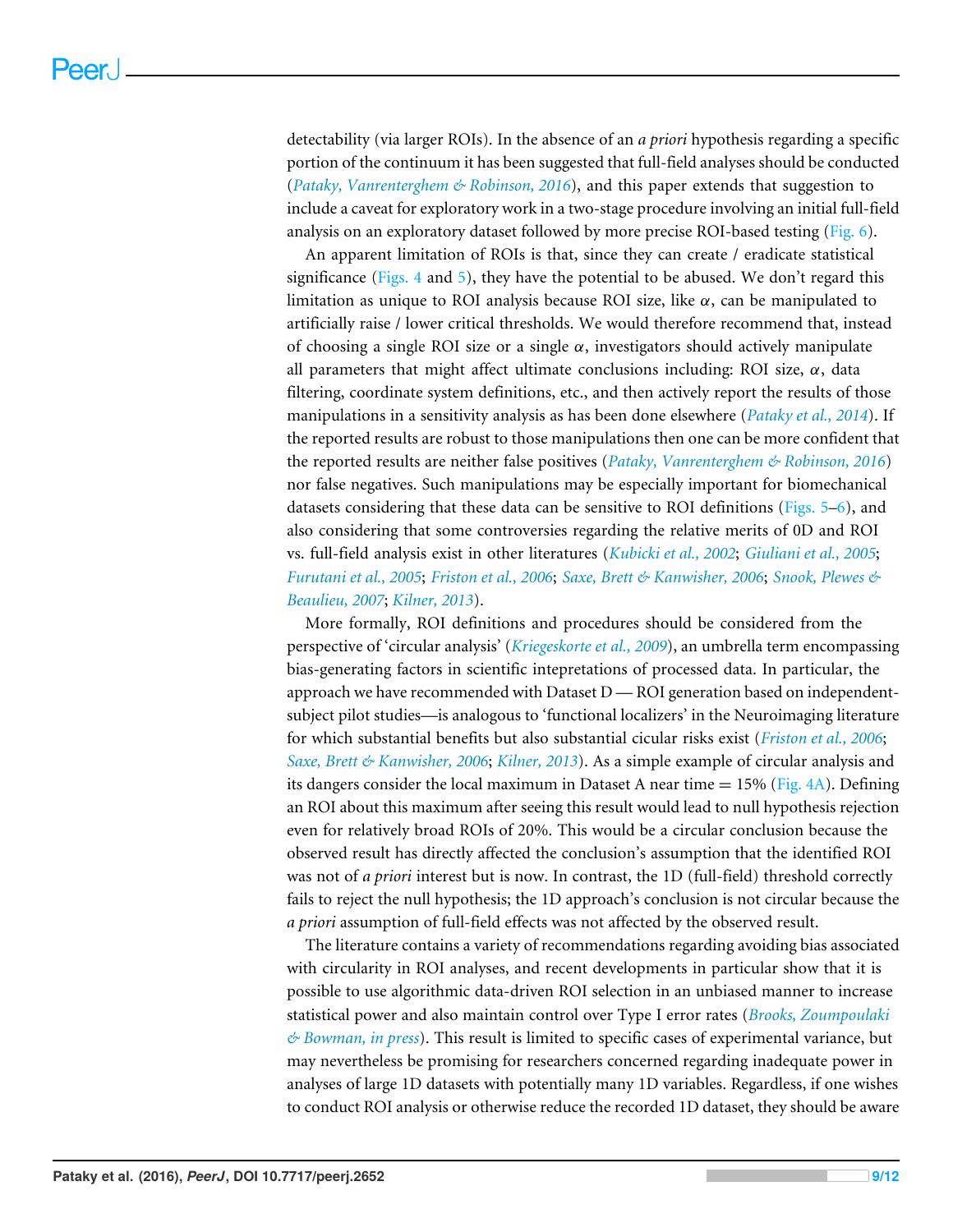detectability (via larger ROIs). In the absence of an *a priori* hypothesis regarding a specific portion of the continuum it has been suggested that full-field analyses should be conducted (*Pataky, Vanrenterghem & Robinson, 2016*), and this paper extends that suggestion to include a caveat for exploratory work in a two-stage procedure involving an initial full-field analysis on an exploratory dataset followed by more precise ROI-based testing (Fig. 6).

An apparent limitation of ROIs is that, since they can create / eradicate statistical significance (Figs. 4 and 5), they have the potential to be abused. We don't regard this limitation as unique to ROI analysis because ROI size, like $\alpha$, can be manipulated to artificially raise / lower critical thresholds. We would therefore recommend that, instead of choosing a single ROI size or a single $\alpha$, investigators should actively manipulate all parameters that might affect ultimate conclusions including: ROI size, $\alpha$, data filtering, coordinate system definitions, etc., and then actively report the results of those manipulations in a sensitivity analysis as has been done elsewhere (*Pataky et al., 2014*). If the reported results are robust to those manipulations then one can be more confident that the reported results are neither false positives (*Pataky, Vanrenterghem & Robinson, 2016*) nor false negatives. Such manipulations may be especially important for biomechanical datasets considering that these data can be sensitive to ROI definitions (Figs. 5–6), and also considering that some controversies regarding the relative merits of 0D and ROI vs. full-field analysis exist in other literatures (*Kubicki et al., 2002*; *Giuliani et al., 2005*; *Furutani et al., 2005*; *Friston et al., 2006*; *Saxe, Brett & Kanwisher, 2006*; *Snook, Plewes & Beaulieu, 2007*; *Kilner, 2013*).

More formally, ROI definitions and procedures should be considered from the perspective of 'circular analysis' (*Kriegeskorte et al., 2009*), an umbrella term encompassing bias-generating factors in scientific intepretations of processed data. In particular, the approach we have recommended with Dataset D — ROI generation based on independent-subject pilot studies—is analogous to 'functional localizers' in the Neuroimaging literature for which substantial benefits but also substantial cicular risks exist (*Friston et al., 2006*; *Saxe, Brett & Kanwisher, 2006*; *Kilner, 2013*). As a simple example of circular analysis and its dangers consider the local maximum in Dataset A near time = 15% (Fig. 4A). Defining an ROI about this maximum after seeing this result would lead to null hypothesis rejection even for relatively broad ROIs of 20%. This would be a circular conclusion because the observed result has directly affected the conclusion's assumption that the identified ROI was not of *a priori* interest but is now. In contrast, the 1D (full-field) threshold correctly fails to reject the null hypothesis; the 1D approach's conclusion is not circular because the *a priori* assumption of full-field effects was not affected by the observed result.

The literature contains a variety of recommendations regarding avoiding bias associated with circularity in ROI analyses, and recent developments in particular show that it is possible to use algorithmic data-driven ROI selection in an unbiased manner to increase statistical power and also maintain control over Type I error rates (*Brooks, Zoumpoulaki & Bowman, in press*). This result is limited to specific cases of experimental variance, but may nevertheless be promising for researchers concerned regarding inadequate power in analyses of large 1D datasets with potentially many 1D variables. Regardless, if one wishes to conduct ROI analysis or otherwise reduce the recorded 1D dataset, they should be aware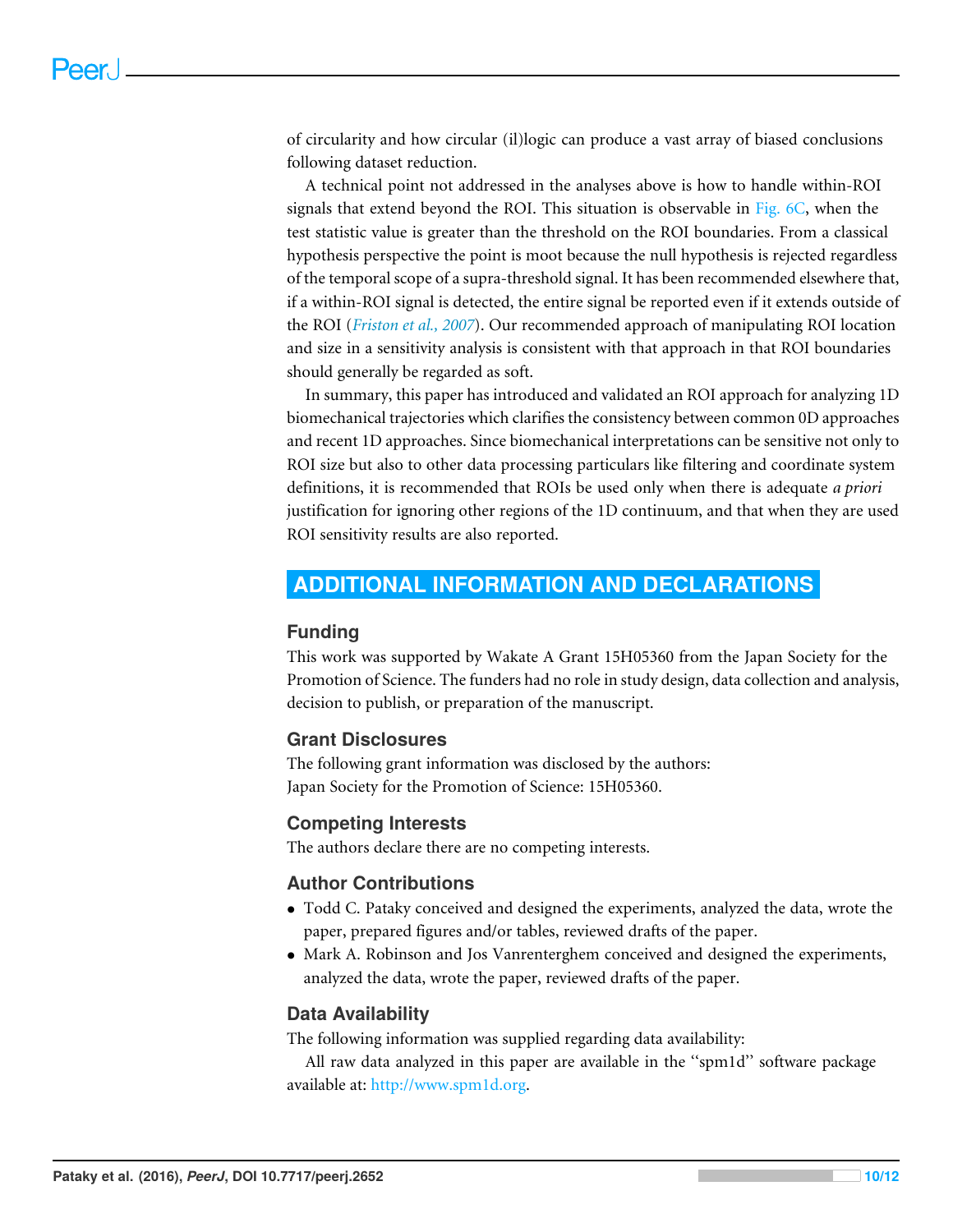of circularity and how circular (il)logic can produce a vast array of biased conclusions following dataset reduction.

A technical point not addressed in the analyses above is how to handle within-ROI signals that extend beyond the ROI. This situation is observable in Fig. 6C, when the test statistic value is greater than the threshold on the ROI boundaries. From a classical hypothesis perspective the point is moot because the null hypothesis is rejected regardless of the temporal scope of a supra-threshold signal. It has been recommended elsewhere that, if a within-ROI signal is detected, the entire signal be reported even if it extends outside of the ROI (*Friston et al., 2007*). Our recommended approach of manipulating ROI location and size in a sensitivity analysis is consistent with that approach in that ROI boundaries should generally be regarded as soft.

In summary, this paper has introduced and validated an ROI approach for analyzing 1D biomechanical trajectories which clarifies the consistency between common 0D approaches and recent 1D approaches. Since biomechanical interpretations can be sensitive not only to ROI size but also to other data processing particulars like filtering and coordinate system definitions, it is recommended that ROIs be used only when there is adequate *a priori* justification for ignoring other regions of the 1D continuum, and that when they are used ROI sensitivity results are also reported.

## ADDITIONAL INFORMATION AND DECLARATIONS

### Funding

This work was supported by Wakate A Grant 15H05360 from the Japan Society for the Promotion of Science. The funders had no role in study design, data collection and analysis, decision to publish, or preparation of the manuscript.

### Grant Disclosures

The following grant information was disclosed by the authors:
Japan Society for the Promotion of Science: 15H05360.

### Competing Interests

The authors declare there are no competing interests.

### Author Contributions

- Todd C. Pataky conceived and designed the experiments, analyzed the data, wrote the paper, prepared figures and/or tables, reviewed drafts of the paper.
- Mark A. Robinson and Jos Vanrenterghem conceived and designed the experiments, analyzed the data, wrote the paper, reviewed drafts of the paper.

### Data Availability

The following information was supplied regarding data availability:

All raw data analyzed in this paper are available in the "spm1d" software package available at: http://www.spm1d.org.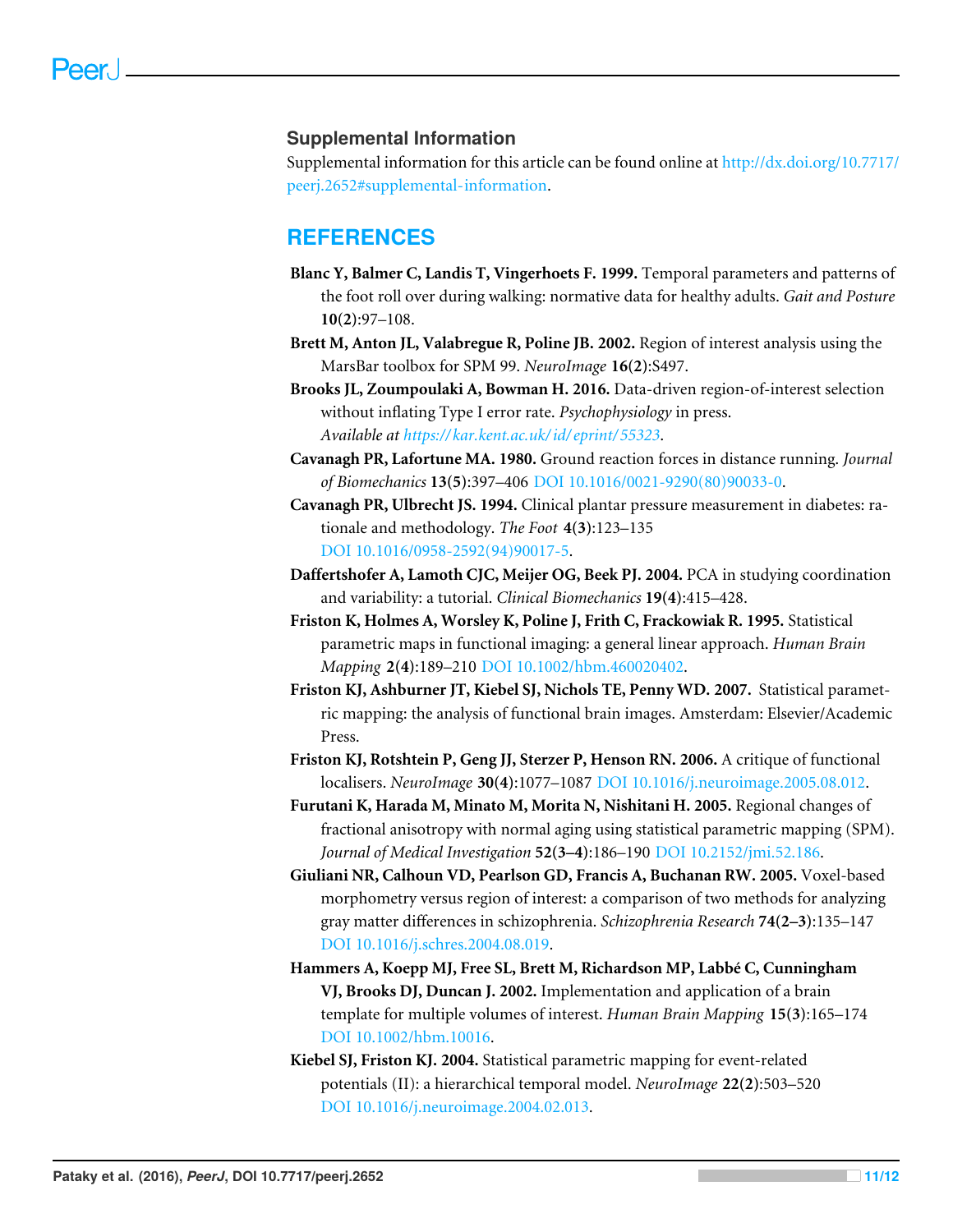## Supplemental Information

Supplemental information for this article can be found online at http://dx.doi.org/10.7717/peerj.2652#supplemental-information.

## REFERENCES

**Blanc Y, Balmer C, Landis T, Vingerhoets F. 1999.** Temporal parameters and patterns of the foot roll over during walking: normative data for healthy adults. *Gait and Posture* **10(2)**:97–108.

**Brett M, Anton JL, Valabregue R, Poline JB. 2002.** Region of interest analysis using the MarsBar toolbox for SPM 99. *NeuroImage* **16(2)**:S497.

**Brooks JL, Zoumpoulaki A, Bowman H. 2016.** Data-driven region-of-interest selection without inflating Type I error rate. *Psychophysiology* in press. *Available at https://kar.kent.ac.uk/id/eprint/55323*.

**Cavanagh PR, Lafortune MA. 1980.** Ground reaction forces in distance running. *Journal of Biomechanics* **13(5)**:397–406 DOI 10.1016/0021-9290(80)90033-0.

**Cavanagh PR, Ulbrecht JS. 1994.** Clinical plantar pressure measurement in diabetes: rationale and methodology. *The Foot* **4(3)**:123–135 DOI 10.1016/0958-2592(94)90017-5.

**Daffertshofer A, Lamoth CJC, Meijer OG, Beek PJ. 2004.** PCA in studying coordination and variability: a tutorial. *Clinical Biomechanics* **19(4)**:415–428.

**Friston K, Holmes A, Worsley K, Poline J, Frith C, Frackowiak R. 1995.** Statistical parametric maps in functional imaging: a general linear approach. *Human Brain Mapping* **2(4)**:189–210 DOI 10.1002/hbm.460020402.

**Friston KJ, Ashburner JT, Kiebel SJ, Nichols TE, Penny WD. 2007.** Statistical parametric mapping: the analysis of functional brain images. Amsterdam: Elsevier/Academic Press.

**Friston KJ, Rotshtein P, Geng JJ, Sterzer P, Henson RN. 2006.** A critique of functional localisers. *NeuroImage* **30(4)**:1077–1087 DOI 10.1016/j.neuroimage.2005.08.012.

**Furutani K, Harada M, Minato M, Morita N, Nishitani H. 2005.** Regional changes of fractional anisotropy with normal aging using statistical parametric mapping (SPM). *Journal of Medical Investigation* **52(3–4)**:186–190 DOI 10.2152/jmi.52.186.

**Giuliani NR, Calhoun VD, Pearlson GD, Francis A, Buchanan RW. 2005.** Voxel-based morphometry versus region of interest: a comparison of two methods for analyzing gray matter differences in schizophrenia. *Schizophrenia Research* **74(2–3)**:135–147 DOI 10.1016/j.schres.2004.08.019.

**Hammers A, Koepp MJ, Free SL, Brett M, Richardson MP, Labbé C, Cunningham VJ, Brooks DJ, Duncan J. 2002.** Implementation and application of a brain template for multiple volumes of interest. *Human Brain Mapping* **15(3)**:165–174 DOI 10.1002/hbm.10016.

**Kiebel SJ, Friston KJ. 2004.** Statistical parametric mapping for event-related potentials (II): a hierarchical temporal model. *NeuroImage* **22(2)**:503–520 DOI 10.1016/j.neuroimage.2004.02.013.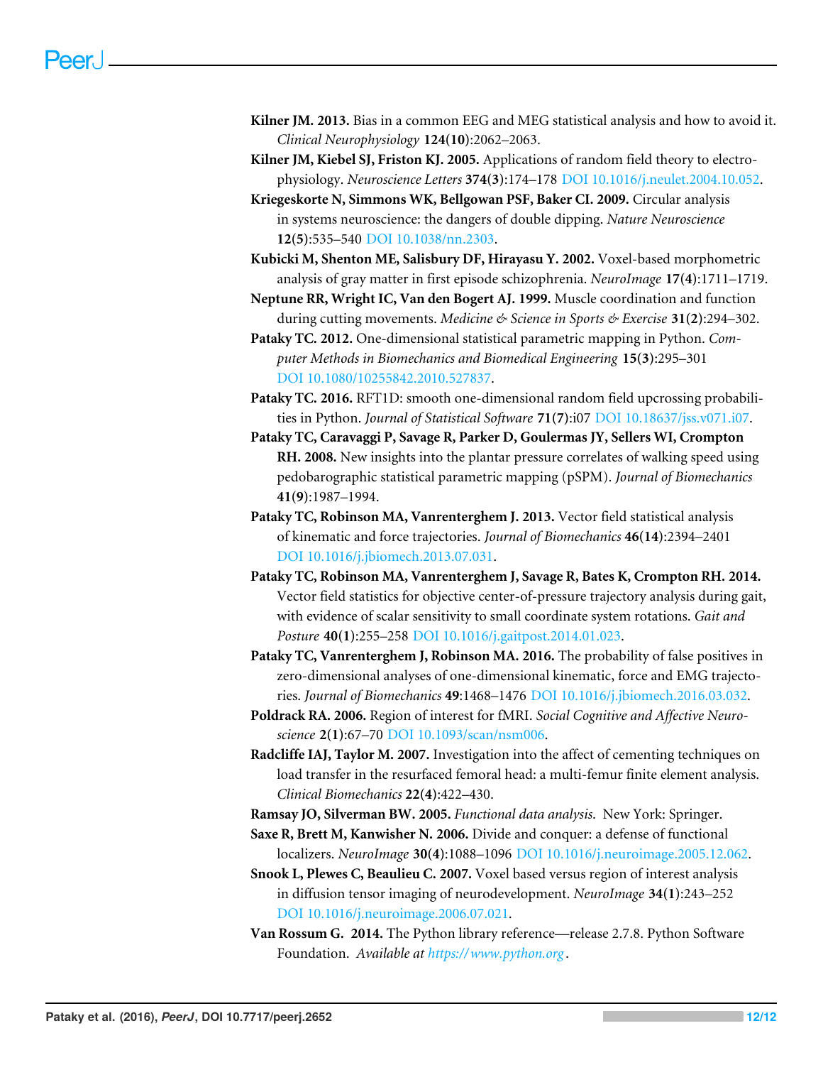**Kilner JM. 2013.** Bias in a common EEG and MEG statistical analysis and how to avoid it. *Clinical Neurophysiology* **124(10)**:2062–2063.

**Kilner JM, Kiebel SJ, Friston KJ. 2005.** Applications of random field theory to electrophysiology. *Neuroscience Letters* **374(3)**:174–178 DOI 10.1016/j.neulet.2004.10.052.

**Kriegeskorte N, Simmons WK, Bellgowan PSF, Baker CI. 2009.** Circular analysis in systems neuroscience: the dangers of double dipping. *Nature Neuroscience* **12(5)**:535–540 DOI 10.1038/nn.2303.

**Kubicki M, Shenton ME, Salisbury DF, Hirayasu Y. 2002.** Voxel-based morphometric analysis of gray matter in first episode schizophrenia. *NeuroImage* **17(4)**:1711–1719.

**Neptune RR, Wright IC, Van den Bogert AJ. 1999.** Muscle coordination and function during cutting movements. *Medicine & Science in Sports & Exercise* **31(2)**:294–302.

**Pataky TC. 2012.** One-dimensional statistical parametric mapping in Python. *Computer Methods in Biomechanics and Biomedical Engineering* **15(3)**:295–301 DOI 10.1080/10255842.2010.527837.

**Pataky TC. 2016.** RFT1D: smooth one-dimensional random field upcrossing probabilities in Python. *Journal of Statistical Software* **71(7)**:i07 DOI 10.18637/jss.v071.i07.

**Pataky TC, Caravaggi P, Savage R, Parker D, Goulermas JY, Sellers WI, Crompton RH. 2008.** New insights into the plantar pressure correlates of walking speed using pedobarographic statistical parametric mapping (pSPM). *Journal of Biomechanics* **41(9)**:1987–1994.

**Pataky TC, Robinson MA, Vanrenterghem J. 2013.** Vector field statistical analysis of kinematic and force trajectories. *Journal of Biomechanics* **46(14)**:2394–2401 DOI 10.1016/j.jbiomech.2013.07.031.

**Pataky TC, Robinson MA, Vanrenterghem J, Savage R, Bates K, Crompton RH. 2014.** Vector field statistics for objective center-of-pressure trajectory analysis during gait, with evidence of scalar sensitivity to small coordinate system rotations. *Gait and Posture* **40(1)**:255–258 DOI 10.1016/j.gaitpost.2014.01.023.

**Pataky TC, Vanrenterghem J, Robinson MA. 2016.** The probability of false positives in zero-dimensional analyses of one-dimensional kinematic, force and EMG trajectories. *Journal of Biomechanics* **49**:1468–1476 DOI 10.1016/j.jbiomech.2016.03.032.

**Poldrack RA. 2006.** Region of interest for fMRI. *Social Cognitive and Affective Neuroscience* **2(1)**:67–70 DOI 10.1093/scan/nsm006.

**Radcliffe IAJ, Taylor M. 2007.** Investigation into the affect of cementing techniques on load transfer in the resurfaced femoral head: a multi-femur finite element analysis. *Clinical Biomechanics* **22(4)**:422–430.

**Ramsay JO, Silverman BW. 2005.** *Functional data analysis.* New York: Springer.

**Saxe R, Brett M, Kanwisher N. 2006.** Divide and conquer: a defense of functional localizers. *NeuroImage* **30(4)**:1088–1096 DOI 10.1016/j.neuroimage.2005.12.062.

**Snook L, Plewes C, Beaulieu C. 2007.** Voxel based versus region of interest analysis in diffusion tensor imaging of neurodevelopment. *NeuroImage* **34(1)**:243–252 DOI 10.1016/j.neuroimage.2006.07.021.

**Van Rossum G. 2014.** The Python library reference—release 2.7.8. Python Software Foundation. *Available at https://www.python.org*.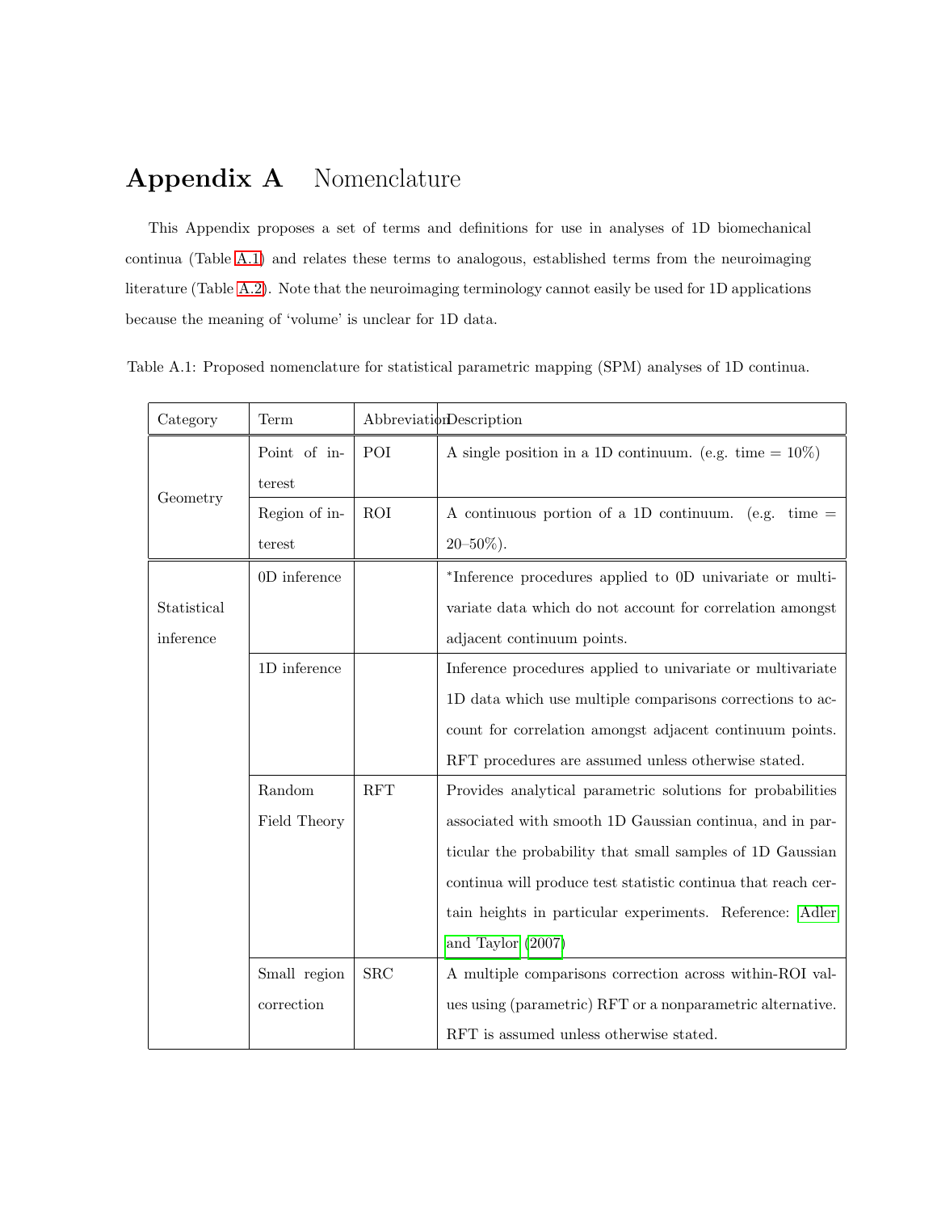# Appendix A Nomenclature

This Appendix proposes a set of terms and definitions for use in analyses of 1D biomechanical continua (Table A.1) and relates these terms to analogous, established terms from the neuroimaging literature (Table A.2). Note that the neuroimaging terminology cannot easily be used for 1D applications because the meaning of 'volume' is unclear for 1D data.

Table A.1: Proposed nomenclature for statistical parametric mapping (SPM) analyses of 1D continua.

| Category | Term | Abbreviation | Description |
|---|---|---|---|
| Geometry | Point of interest | POI | A single position in a 1D continuum. (e.g. time = 10%) |
| | Region of interest | ROI | A continuous portion of a 1D continuum. (e.g. time = 20–50%). |
| Statistical inference | 0D inference | | *Inference procedures applied to 0D univariate or multivariate data which do not account for correlation amongst adjacent continuum points. |
| | 1D inference | | Inference procedures applied to univariate or multivariate 1D data which use multiple comparisons corrections to account for correlation amongst adjacent continuum points. RFT procedures are assumed unless otherwise stated. |
| | Random Field Theory | RFT | Provides analytical parametric solutions for probabilities associated with smooth 1D Gaussian continua, and in particular the probability that small samples of 1D Gaussian continua will produce test statistic continua that reach certain heights in particular experiments. Reference: Adler and Taylor (2007) |
| | Small region correction | SRC | A multiple comparisons correction across within-ROI values using (parametric) RFT or a nonparametric alternative. RFT is assumed unless otherwise stated. |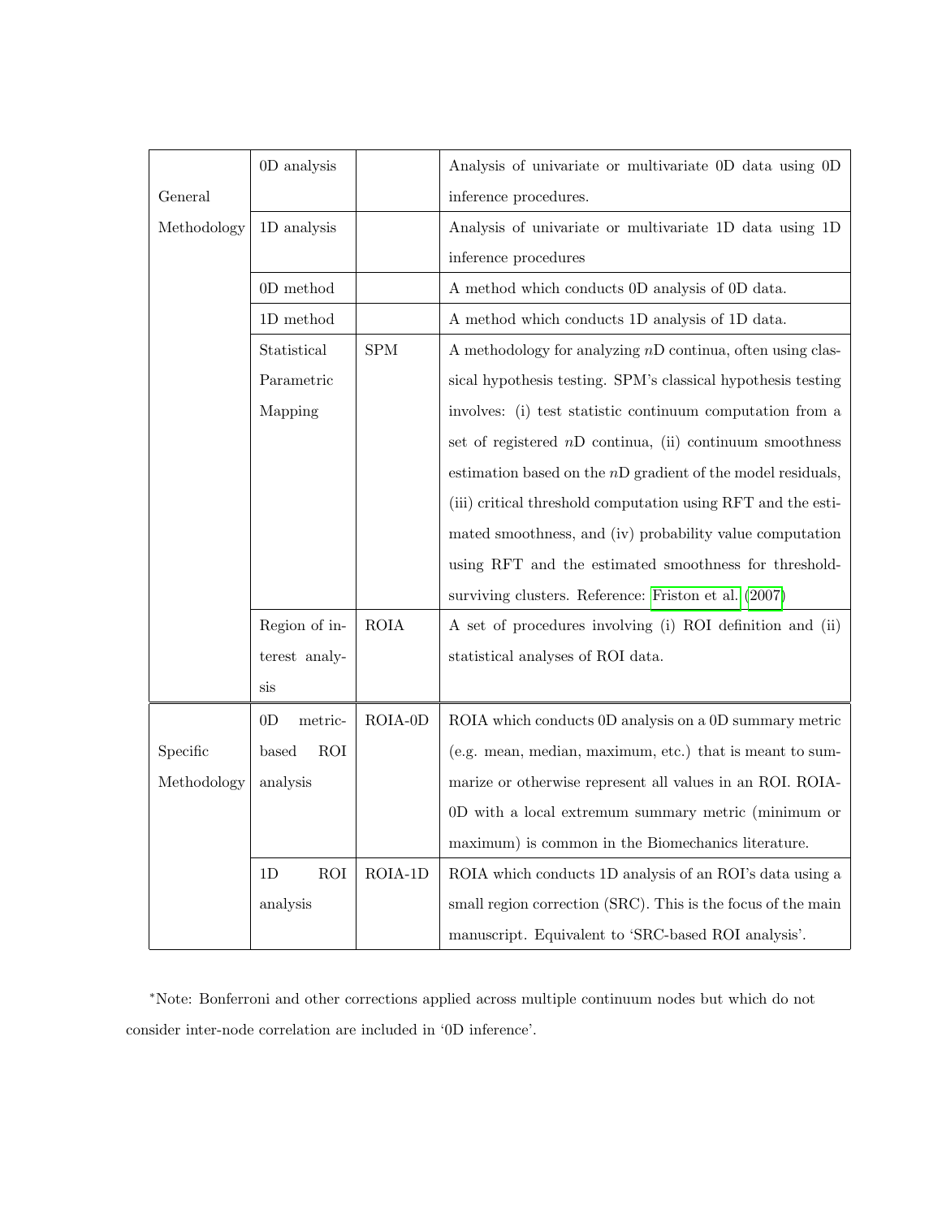| | | | |
|---|---|---|---|
| General Methodology | 0D analysis | | Analysis of univariate or multivariate 0D data using 0D inference procedures. |
| | 1D analysis | | Analysis of univariate or multivariate 1D data using 1D inference procedures |
| | 0D method | | A method which conducts 0D analysis of 0D data. |
| | 1D method | | A method which conducts 1D analysis of 1D data. |
| | Statistical Parametric Mapping | SPM | A methodology for analyzing $n$D continua, often using classical hypothesis testing. SPM's classical hypothesis testing involves: (i) test statistic continuum computation from a set of registered $n$D continua, (ii) continuum smoothness estimation based on the $n$D gradient of the model residuals, (iii) critical threshold computation using RFT and the estimated smoothness, and (iv) probability value computation using RFT and the estimated smoothness for threshold-surviving clusters. Reference: Friston et al. (2007) |
| | Region of interest analysis | ROIA | A set of procedures involving (i) ROI definition and (ii) statistical analyses of ROI data. |
| Specific Methodology | 0D metric-based ROI analysis | ROIA-0D | ROIA which conducts 0D analysis on a 0D summary metric (e.g. mean, median, maximum, etc.) that is meant to summarize or otherwise represent all values in an ROI. ROIA-0D with a local extremum summary metric (minimum or maximum) is common in the Biomechanics literature. |
| | 1D ROI analysis | ROIA-1D | ROIA which conducts 1D analysis of an ROI's data using a small region correction (SRC). This is the focus of the main manuscript. Equivalent to 'SRC-based ROI analysis'. |

*Note: Bonferroni and other corrections applied across multiple continuum nodes but which do not consider inter-node correlation are included in '0D inference'.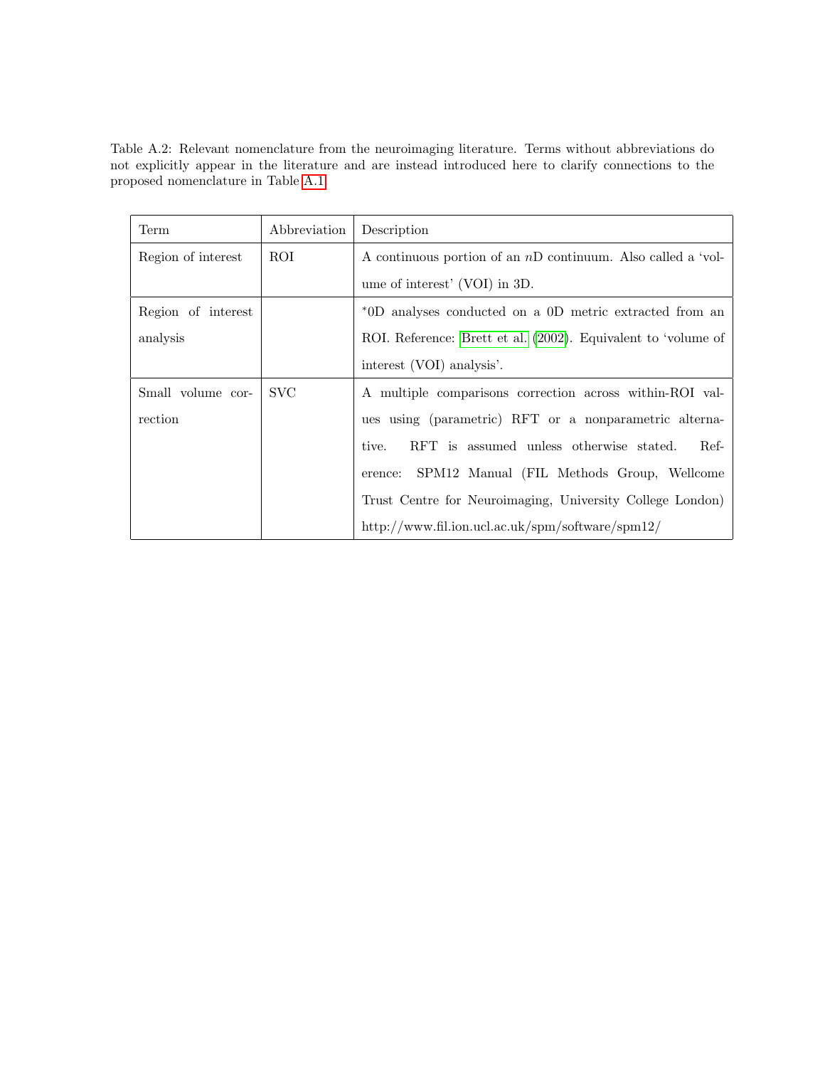Table A.2: Relevant nomenclature from the neuroimaging literature. Terms without abbreviations do not explicitly appear in the literature and are instead introduced here to clarify connections to the proposed nomenclature in Table A.1.

| Term | Abbreviation | Description |
| --- | --- | --- |
| Region of interest | ROI | A continuous portion of an $n$D continuum. Also called a 'volume of interest' (VOI) in 3D. |
| Region of interest analysis | | *0D analyses conducted on a 0D metric extracted from an ROI. Reference: Brett et al. (2002). Equivalent to 'volume of interest (VOI) analysis'. |
| Small volume correction | SVC | A multiple comparisons correction across within-ROI values using (parametric) RFT or a nonparametric alternative. RFT is assumed unless otherwise stated. Reference: SPM12 Manual (FIL Methods Group, Wellcome Trust Centre for Neuroimaging, University College London) http://www.fil.ion.ucl.ac.uk/spm/software/spm12/ |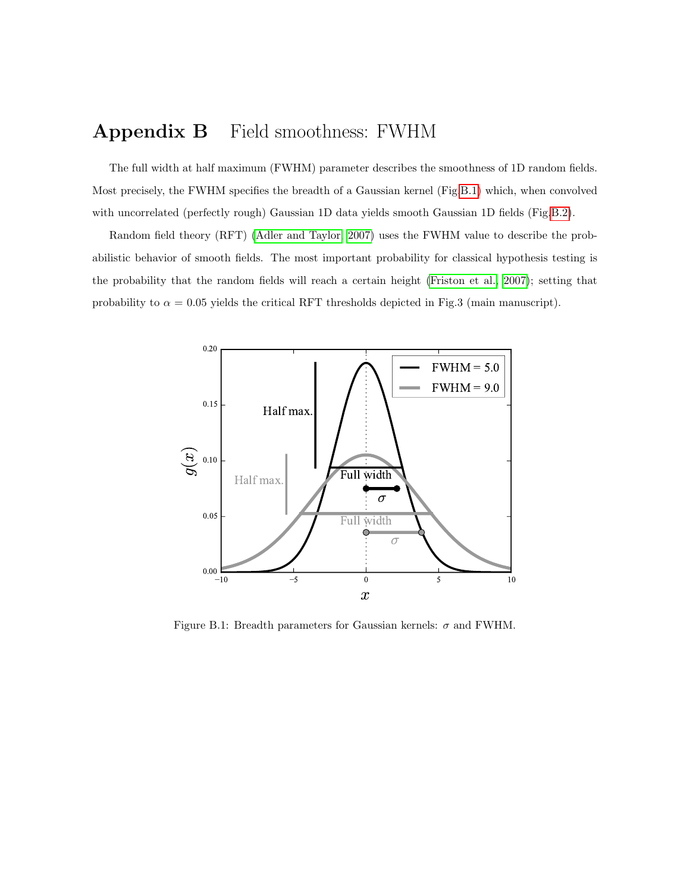# Appendix B Field smoothness: FWHM

The full width at half maximum (FWHM) parameter describes the smoothness of 1D random fields. Most precisely, the FWHM specifies the breadth of a Gaussian kernel (Fig.B.1) which, when convolved with uncorrelated (perfectly rough) Gaussian 1D data yields smooth Gaussian 1D fields (Fig.B.2).

Random field theory (RFT) (Adler and Taylor, 2007) uses the FWHM value to describe the probabilistic behavior of smooth fields. The most important probability for classical hypothesis testing is the probability that the random fields will reach a certain height (Friston et al., 2007); setting that probability to $\alpha = 0.05$ yields the critical RFT thresholds depicted in Fig.3 (main manuscript).

Figure B.1: Breadth parameters for Gaussian kernels: $\sigma$ and FWHM.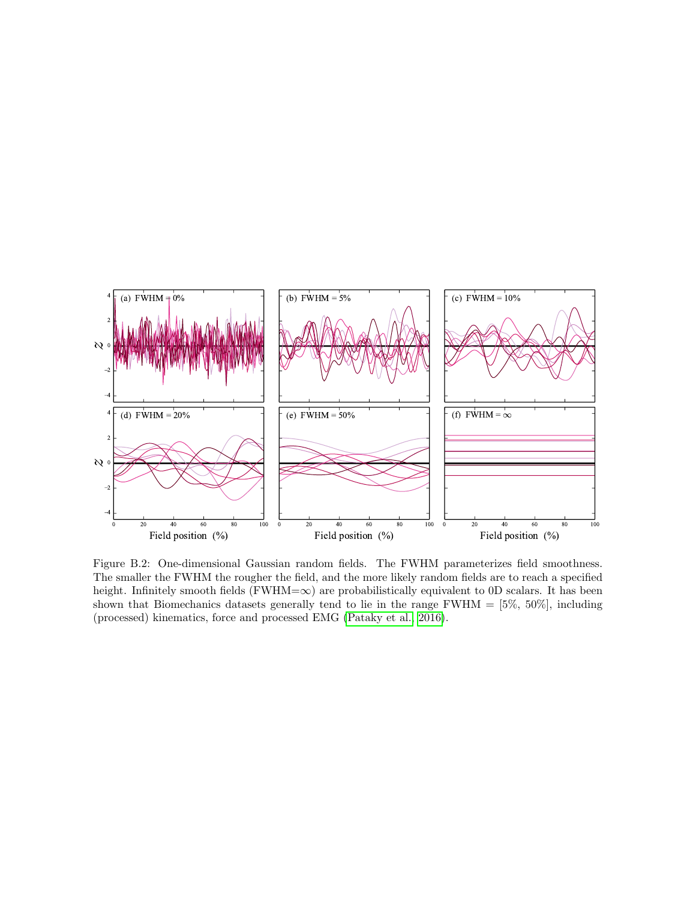Figure B.2: One-dimensional Gaussian random fields. The FWHM parameterizes field smoothness. The smaller the FWHM the rougher the field, and the more likely random fields are to reach a specified height. Infinitely smooth fields (FWHM=$\infty$) are probabilistically equivalent to 0D scalars. It has been shown that Biomechanics datasets generally tend to lie in the range FWHM = [5%, 50%], including (processed) kinematics, force and processed EMG (Pataky et al., 2016).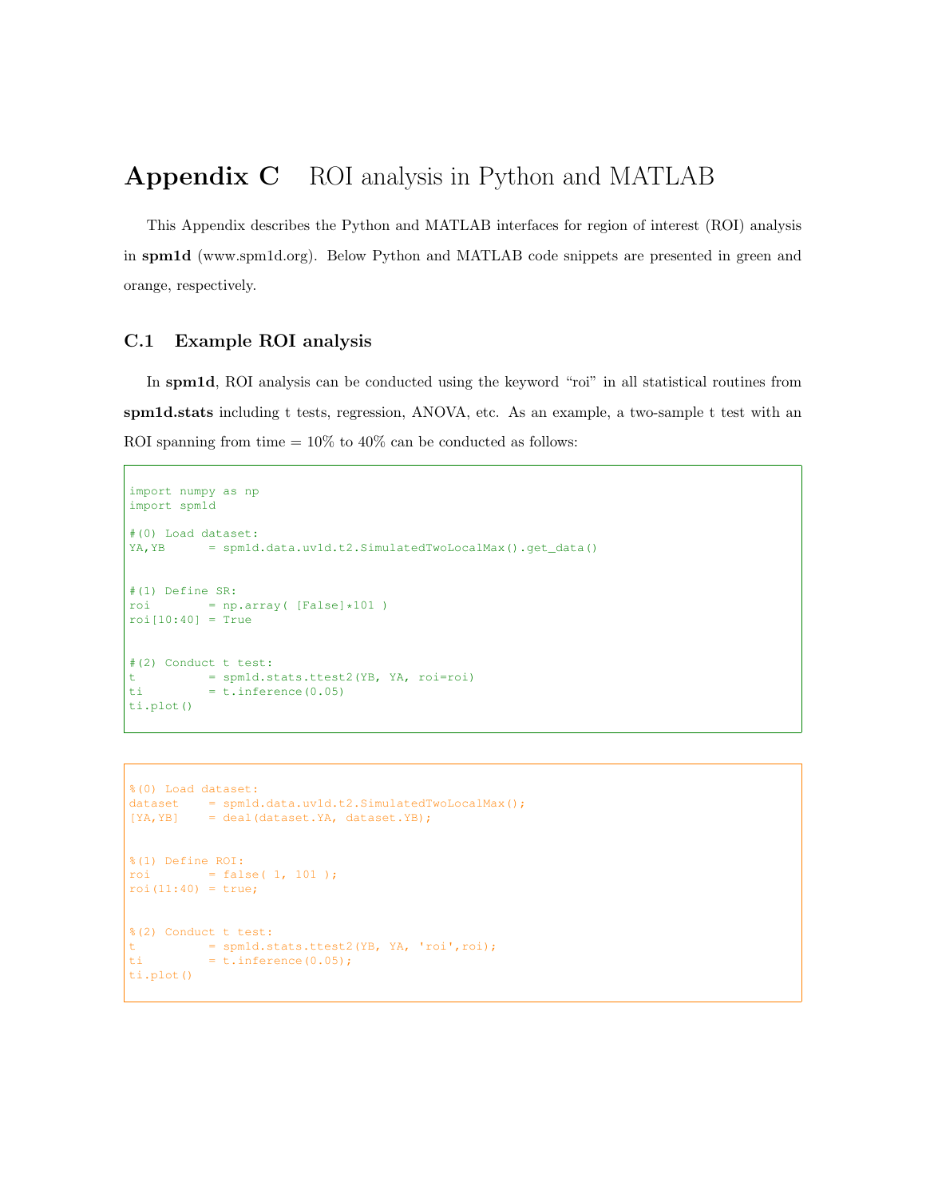# Appendix C ROI analysis in Python and MATLAB

This Appendix describes the Python and MATLAB interfaces for region of interest (ROI) analysis in **spm1d** (www.spm1d.org). Below Python and MATLAB code snippets are presented in green and orange, respectively.

## C.1 Example ROI analysis

In **spm1d**, ROI analysis can be conducted using the keyword "roi" in all statistical routines from **spm1d.stats** including t tests, regression, ANOVA, etc. As an example, a two-sample t test with an ROI spanning from time = 10% to 40% can be conducted as follows:

```
import numpy as np
import spm1d

#(0) Load dataset:
YA,YB      = spm1d.data.uv1d.t2.SimulatedTwoLocalMax().get_data()


#(1) Define SR:
roi        = np.array( [False]*101 )
roi[10:40] = True


#(2) Conduct t test:
t          = spm1d.stats.ttest2(YB, YA, roi=roi)
ti         = t.inference(0.05)
ti.plot()
```

```
%(0) Load dataset:
dataset    = spm1d.data.uv1d.t2.SimulatedTwoLocalMax();
[YA,YB]    = deal(dataset.YA, dataset.YB);


%(1) Define ROI:
roi        = false( 1, 101 );
roi(11:40) = true;


%(2) Conduct t test:
t          = spm1d.stats.ttest2(YB, YA, 'roi',roi);
ti         = t.inference(0.05);
ti.plot()
```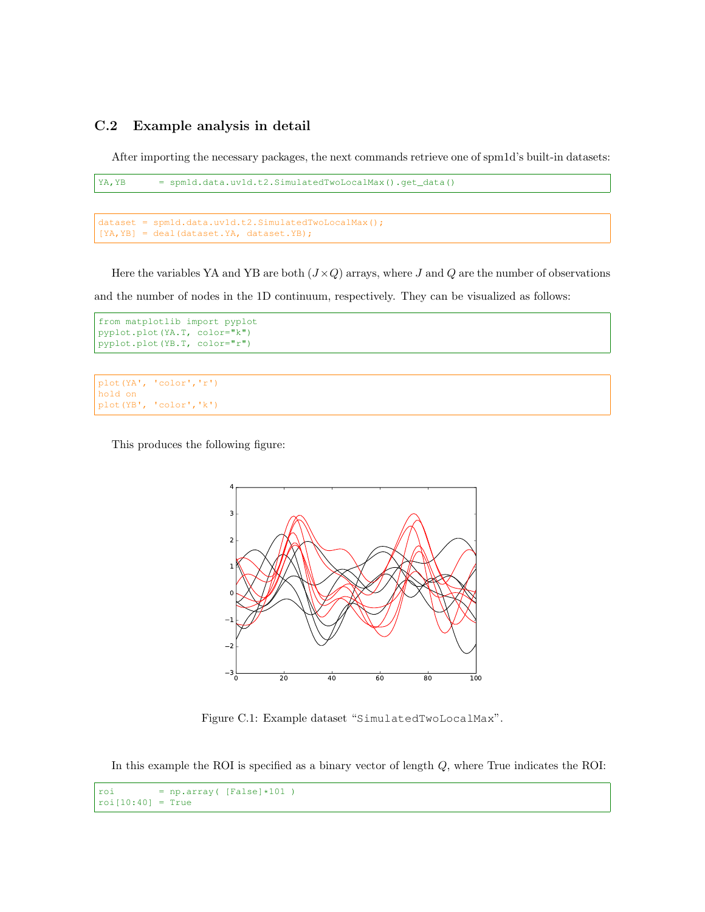### C.2 Example analysis in detail

After importing the necessary packages, the next commands retrieve one of spm1d's built-in datasets:

```
YA,YB      = spm1d.data.uv1d.t2.SimulatedTwoLocalMax().get_data()
```

```
dataset = spm1d.data.uv1d.t2.SimulatedTwoLocalMax();
[YA,YB] = deal(dataset.YA, dataset.YB);
```

Here the variables YA and YB are both $(J \times Q)$ arrays, where $J$ and $Q$ are the number of observations and the number of nodes in the 1D continuum, respectively. They can be visualized as follows:

```
from matplotlib import pyplot
pyplot.plot(YA.T, color="k")
pyplot.plot(YB.T, color="r")
```

```
plot(YA', 'color','r')
hold on
plot(YB', 'color','k')
```

This produces the following figure:

Figure C.1: Example dataset "SimulatedTwoLocalMax".

In this example the ROI is specified as a binary vector of length $Q$, where True indicates the ROI:

```
roi        = np.array( [False]*101 )
roi[10:40] = True
```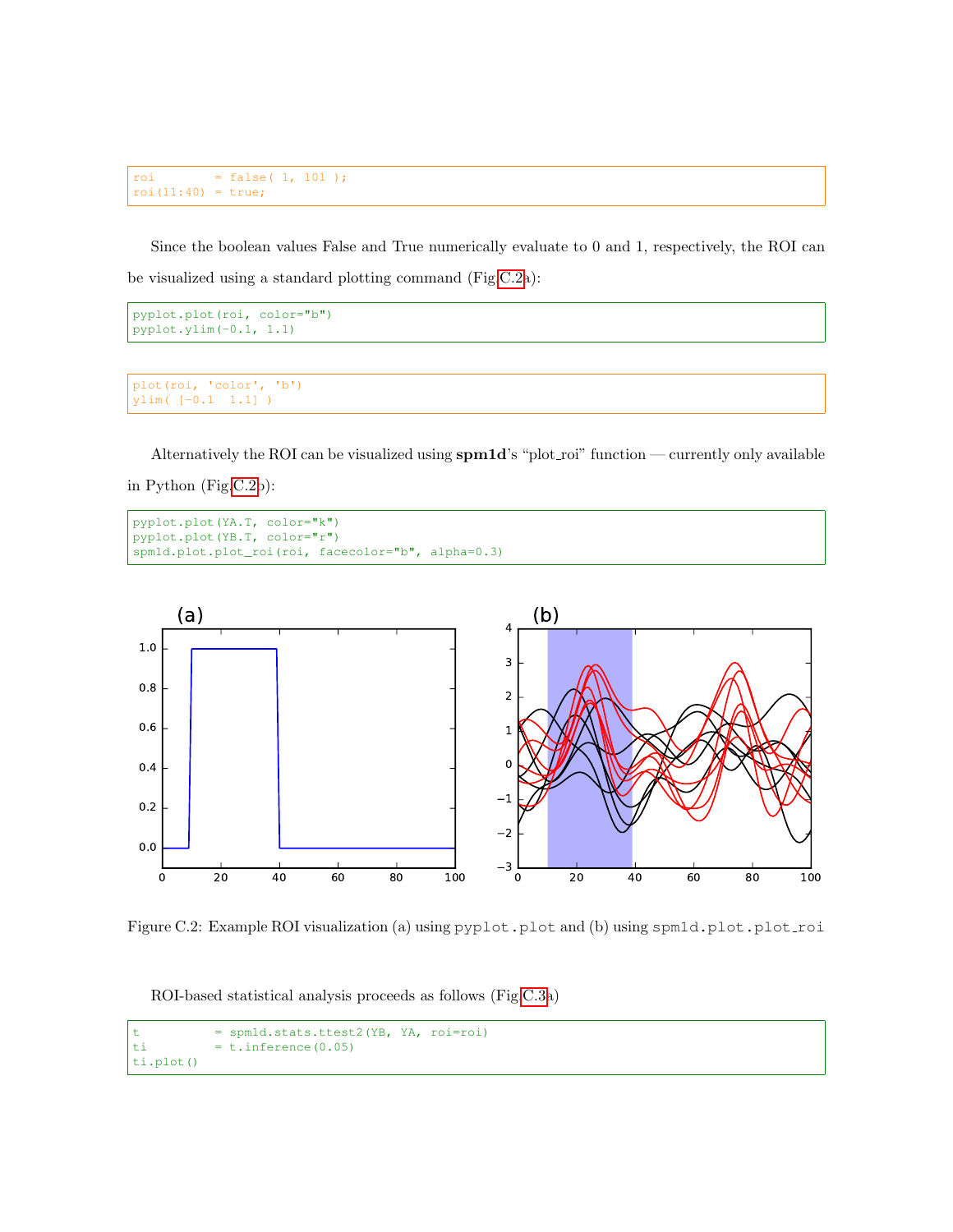```
roi        = false( 1, 101 );
roi(11:40) = true;
```

Since the boolean values False and True numerically evaluate to 0 and 1, respectively, the ROI can be visualized using a standard plotting command (Fig.C.2a):

```
pyplot.plot(roi, color="b")
pyplot.ylim(-0.1, 1.1)
```

```
plot(roi, 'color', 'b')
ylim( [-0.1  1.1] )
```

Alternatively the ROI can be visualized using **spm1d**'s "plot_roi" function — currently only available in Python (Fig.C.2b):

```
pyplot.plot(YA.T, color="k")
pyplot.plot(YB.T, color="r")
spm1d.plot.plot_roi(roi, facecolor="b", alpha=0.3)
```

Figure C.2: Example ROI visualization (a) using `pyplot.plot` and (b) using `spm1d.plot.plot_roi`

ROI-based statistical analysis proceeds as follows (Fig.C.3a)

```
t          = spm1d.stats.ttest2(YB, YA, roi=roi)
ti         = t.inference(0.05)
ti.plot()
```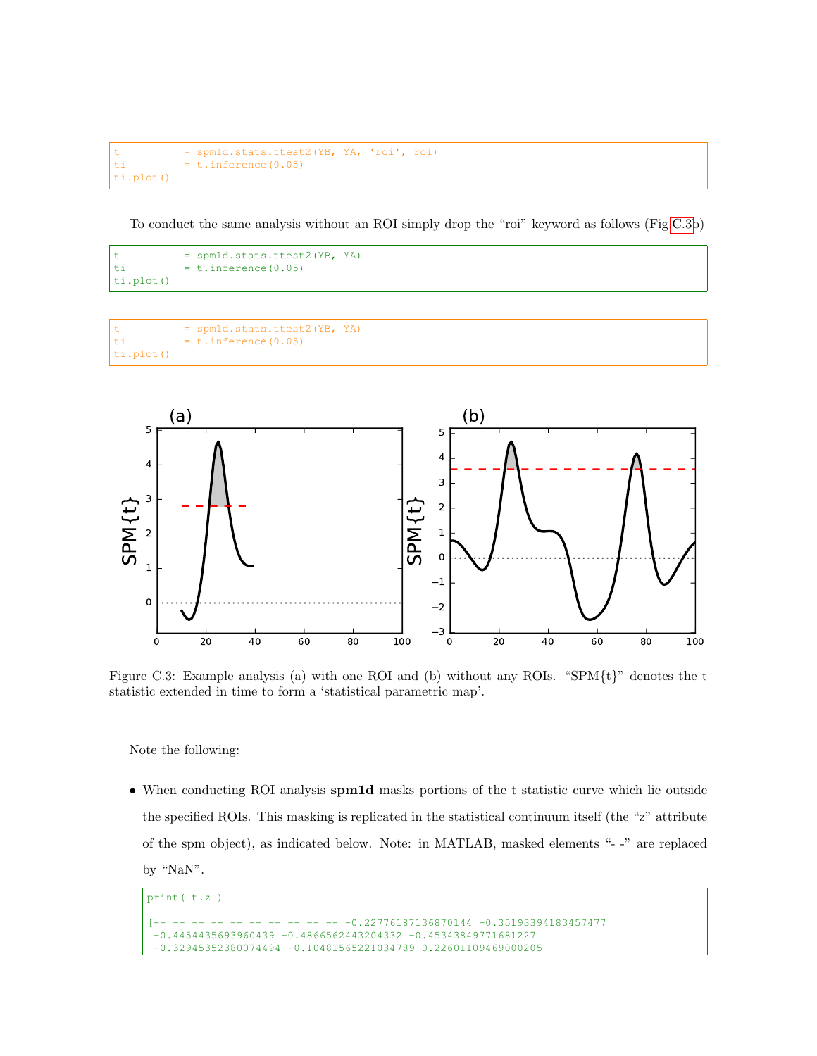```
t          = spm1d.stats.ttest2(YB, YA, 'roi', roi)
ti         = t.inference(0.05)
ti.plot()
```

To conduct the same analysis without an ROI simply drop the "roi" keyword as follows (Fig C.3b)

```
t          = spm1d.stats.ttest2(YB, YA)
ti         = t.inference(0.05)
ti.plot()
```

```
t          = spm1d.stats.ttest2(YB, YA)
ti         = t.inference(0.05)
ti.plot()
```

Figure C.3: Example analysis (a) with one ROI and (b) without any ROIs. "SPM{t}" denotes the t statistic extended in time to form a 'statistical parametric map'.

Note the following:

- When conducting ROI analysis **spm1d** masks portions of the t statistic curve which lie outside the specified ROIs. This masking is replicated in the statistical continuum itself (the "z" attribute of the spm object), as indicated below. Note: in MATLAB, masked elements "- -" are replaced by "NaN".

```
print( t.z )

[-- -- -- -- -- -- -- -- -- -- -0.22776187136870144 -0.35193394183457477
 -0.4454435693960439 -0.4866562443204332 -0.45343849771681227
 -0.32945352380074494 -0.10481565221034789 0.22601109469000205
```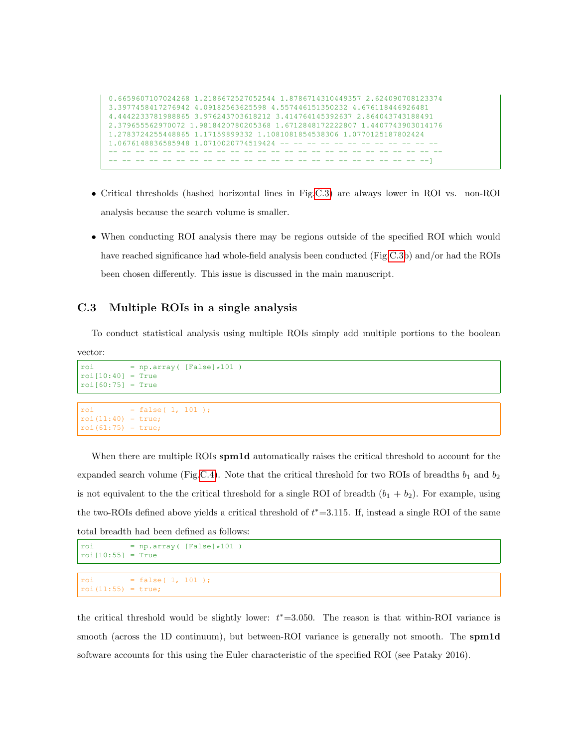```
0.6659607107024268 1.2186672527052544 1.8786714310449357 2.624090708123374
3.3977458417276942 4.09182563625598 4.557446151350232 4.676118446926481
4.4442233781988865 3.976243703618212 3.414764145392637 2.864043743188491
2.379655562970072 1.9818420780205368 1.6712848172222807 1.4407743903014176
1.2783724255448865 1.17159899332 1.1081081854538306 1.0770125187802424
1.0676148836585948 1.0710020774519424 -- -- -- -- -- -- -- -- -- -- -- --
-- -- -- -- -- -- -- -- -- -- -- -- -- -- -- -- -- -- -- -- -- -- -- -- --
-- -- -- -- -- -- -- -- -- -- -- -- -- -- -- -- -- -- -- -- -- -- -- --]
```

- Critical thresholds (hashed horizontal lines in Fig.C.3) are always lower in ROI vs. non-ROI analysis because the search volume is smaller.
- When conducting ROI analysis there may be regions outside of the specified ROI which would have reached significance had whole-field analysis been conducted (Fig.C.3b) and/or had the ROIs been chosen differently. This issue is discussed in the main manuscript.

### C.3 Multiple ROIs in a single analysis

To conduct statistical analysis using multiple ROIs simply add multiple portions to the boolean vector:

```
roi        = np.array( [False]*101 )
roi[10:40] = True
roi[60:75] = True
```

```
roi        = false( 1, 101 );
roi(11:40) = true;
roi(61:75) = true;
```

When there are multiple ROIs **spm1d** automatically raises the critical threshold to account for the expanded search volume (Fig.C.4). Note that the critical threshold for two ROIs of breadths $b_1$ and $b_2$ is not equivalent to the the critical threshold for a single ROI of breadth $(b_1 + b_2)$. For example, using the two-ROIs defined above yields a critical threshold of $t^{*}$=3.115. If, instead a single ROI of the same total breadth had been defined as follows:

```
roi        = np.array( [False]*101 )
roi[10:55] = True
```

```
roi        = false( 1, 101 );
roi(11:55) = true;
```

the critical threshold would be slightly lower: $t^{*}$=3.050. The reason is that within-ROI variance is smooth (across the 1D continuum), but between-ROI variance is generally not smooth. The **spm1d** software accounts for this using the Euler characteristic of the specified ROI (see Pataky 2016).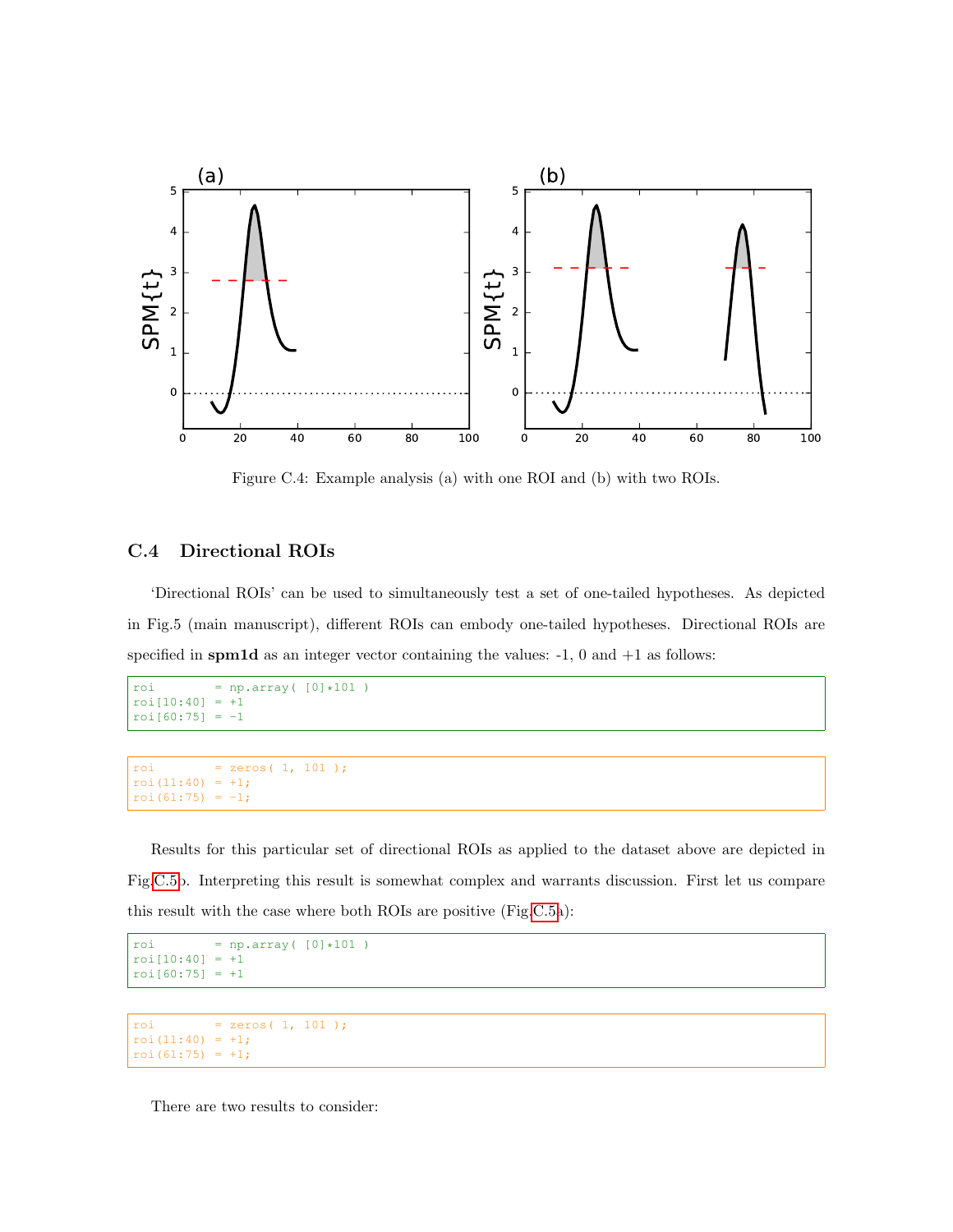Figure C.4: Example analysis (a) with one ROI and (b) with two ROIs.

### C.4 Directional ROIs

'Directional ROIs' can be used to simultaneously test a set of one-tailed hypotheses. As depicted in Fig.5 (main manuscript), different ROIs can embody one-tailed hypotheses. Directional ROIs are specified in **spm1d** as an integer vector containing the values: -1, 0 and +1 as follows:

```
roi          = np.array( [0]*101 )
roi[10:40] = +1
roi[60:75] = -1
```

```
roi          = zeros( 1, 101 );
roi(11:40) = +1;
roi(61:75) = -1;
```

Results for this particular set of directional ROIs as applied to the dataset above are depicted in Fig.C.5b. Interpreting this result is somewhat complex and warrants discussion. First let us compare this result with the case where both ROIs are positive (Fig.C.5a):

```
roi          = np.array( [0]*101 )
roi[10:40] = +1
roi[60:75] = +1
```

```
roi          = zeros( 1, 101 );
roi(11:40) = +1;
roi(61:75) = +1;
```

There are two results to consider: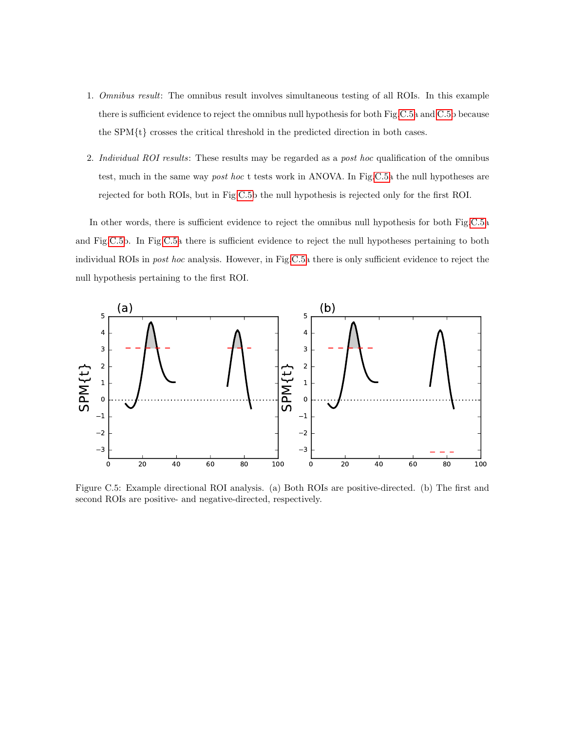1. *Omnibus result*: The omnibus result involves simultaneous testing of all ROIs. In this example there is sufficient evidence to reject the omnibus null hypothesis for both Fig.C.5a and C.5b because the SPM{t} crosses the critical threshold in the predicted direction in both cases.

2. *Individual ROI results*: These results may be regarded as a *post hoc* qualification of the omnibus test, much in the same way *post hoc* t tests work in ANOVA. In Fig.C.5a the null hypotheses are rejected for both ROIs, but in Fig.C.5b the null hypothesis is rejected only for the first ROI.

In other words, there is sufficient evidence to reject the omnibus null hypothesis for both Fig.C.5a and Fig.C.5b. In Fig.C.5a there is sufficient evidence to reject the null hypotheses pertaining to both individual ROIs in *post hoc* analysis. However, in Fig.C.5a there is only sufficient evidence to reject the null hypothesis pertaining to the first ROI.

Figure C.5: Example directional ROI analysis. (a) Both ROIs are positive-directed. (b) The first and second ROIs are positive- and negative-directed, respectively.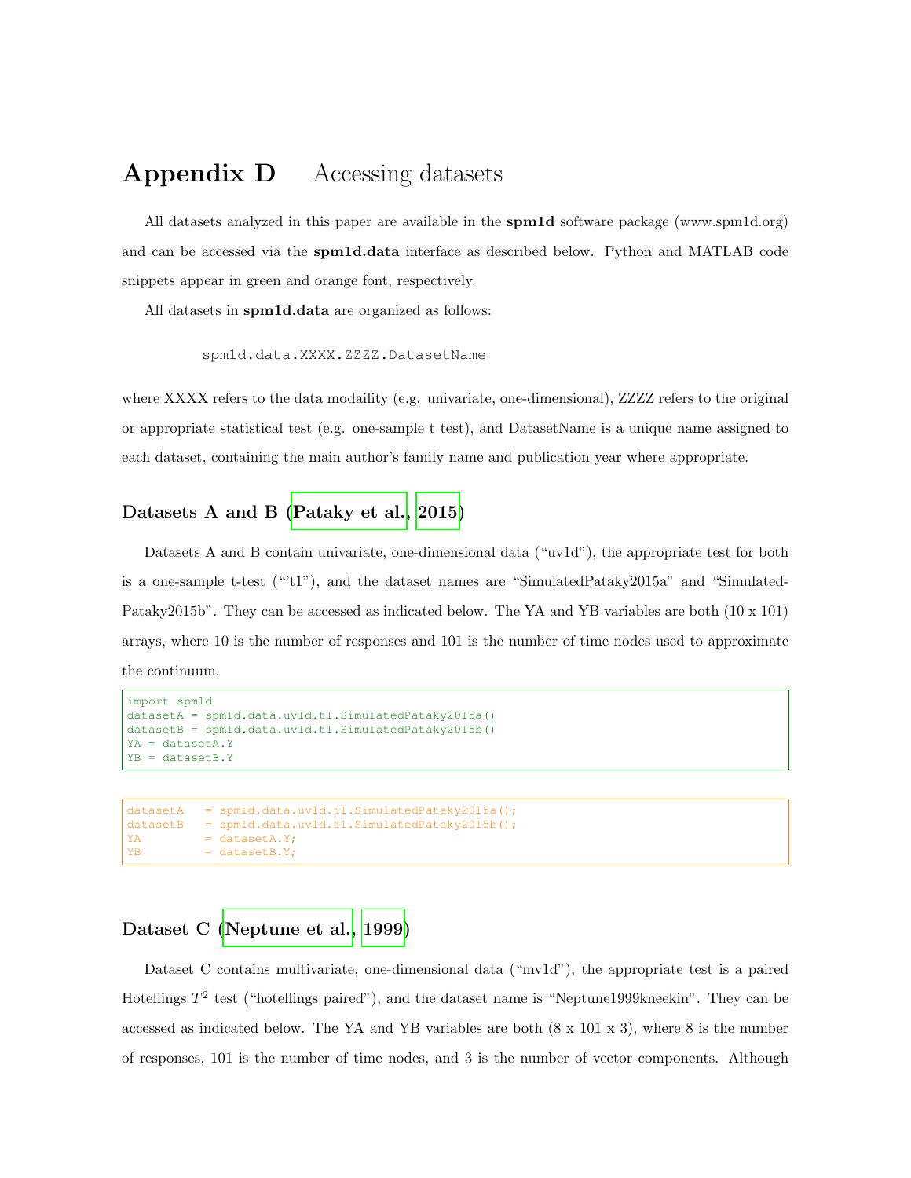# Appendix D Accessing datasets

All datasets analyzed in this paper are available in the **spm1d** software package (www.spm1d.org) and can be accessed via the **spm1d.data** interface as described below. Python and MATLAB code snippets appear in green and orange font, respectively.

All datasets in **spm1d.data** are organized as follows:

```
spm1d.data.XXXX.ZZZZ.DatasetName
```

where XXXX refers to the data modaility (e.g. univariate, one-dimensional), ZZZZ refers to the original or appropriate statistical test (e.g. one-sample t test), and DatasetName is a unique name assigned to each dataset, containing the main author's family name and publication year where appropriate.

### Datasets A and B (Pataky et al., 2015)

Datasets A and B contain univariate, one-dimensional data ("uv1d"), the appropriate test for both is a one-sample t-test ("'t1"), and the dataset names are "SimulatedPataky2015a" and "Simulated-Pataky2015b". They can be accessed as indicated below. The YA and YB variables are both (10 x 101) arrays, where 10 is the number of responses and 101 is the number of time nodes used to approximate the continuum.

```
import spm1d
datasetA = spm1d.data.uv1d.t1.SimulatedPataky2015a()
datasetB = spm1d.data.uv1d.t1.SimulatedPataky2015b()
YA = datasetA.Y
YB = datasetB.Y
```

```
datasetA   = spm1d.data.uv1d.t1.SimulatedPataky2015a();
datasetB   = spm1d.data.uv1d.t1.SimulatedPataky2015b();
YA         = datasetA.Y;
YB         = datasetB.Y;
```

### Dataset C (Neptune et al., 1999)

Dataset C contains multivariate, one-dimensional data ("mv1d"), the appropriate test is a paired Hotellings $T^2$ test ("hotellings paired"), and the dataset name is "Neptune1999kneekin". They can be accessed as indicated below. The YA and YB variables are both (8 x 101 x 3), where 8 is the number of responses, 101 is the number of time nodes, and 3 is the number of vector components. Although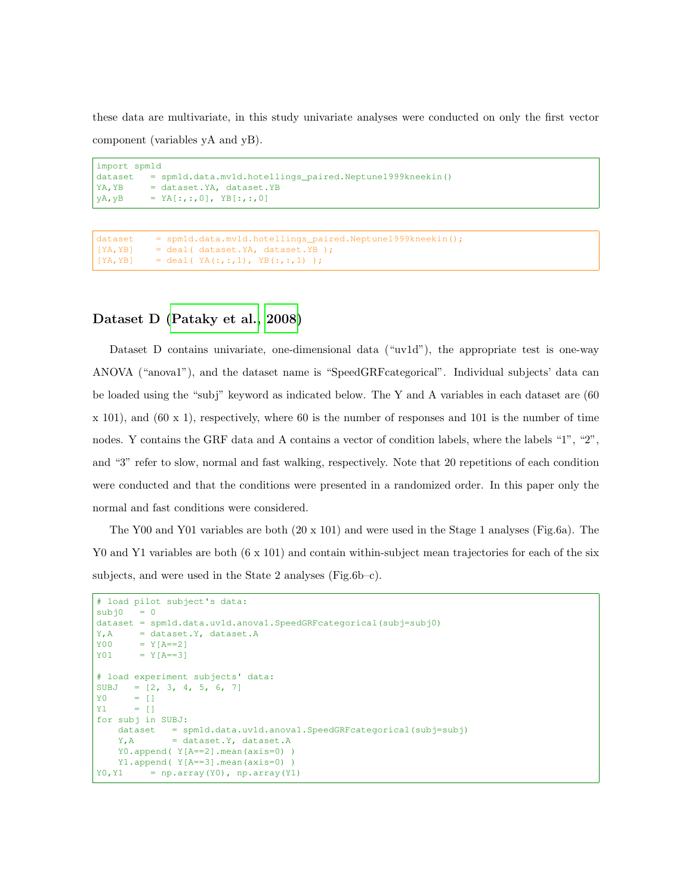these data are multivariate, in this study univariate analyses were conducted on only the first vector component (variables yA and yB).

```
import spm1d
dataset   = spm1d.data.mv1d.hotellings_paired.Neptune1999kneekin()
YA,YB     = dataset.YA, dataset.YB
yA,yB     = YA[:,:,0], YB[:,:,0]
```

```
dataset    = spm1d.data.mv1d.hotellings_paired.Neptune1999kneekin();
[YA,YB]    = deal( dataset.YA, dataset.YB );
[YA,YB]    = deal( YA(:,:,1), YB(:,:,1) );
```

### Dataset D (Pataky et al., 2008)

Dataset D contains univariate, one-dimensional data ("uv1d"), the appropriate test is one-way ANOVA ("anova1"), and the dataset name is "SpeedGRFcategorical". Individual subjects' data can be loaded using the "subj" keyword as indicated below. The Y and A variables in each dataset are (60 x 101), and (60 x 1), respectively, where 60 is the number of responses and 101 is the number of time nodes. Y contains the GRF data and A contains a vector of condition labels, where the labels "1", "2", and "3" refer to slow, normal and fast walking, respectively. Note that 20 repetitions of each condition were conducted and that the conditions were presented in a randomized order. In this paper only the normal and fast conditions were considered.

The Y00 and Y01 variables are both (20 x 101) and were used in the Stage 1 analyses (Fig.6a). The Y0 and Y1 variables are both (6 x 101) and contain within-subject mean trajectories for each of the six subjects, and were used in the State 2 analyses (Fig.6b–c).

```
# load pilot subject's data:
subj0   = 0
dataset = spm1d.data.uv1d.anova1.SpeedGRFcategorical(subj=subj0)
Y,A     = dataset.Y, dataset.A
Y00     = Y[A==2]
Y01     = Y[A==3]

# load experiment subjects' data:
SUBJ   = [2, 3, 4, 5, 6, 7]
Y0     = []
Y1     = []
for subj in SUBJ:
    dataset   = spm1d.data.uv1d.anova1.SpeedGRFcategorical(subj=subj)
    Y,A       = dataset.Y, dataset.A
    Y0.append( Y[A==2].mean(axis=0) )
    Y1.append( Y[A==3].mean(axis=0) )
Y0,Y1     = np.array(Y0), np.array(Y1)
```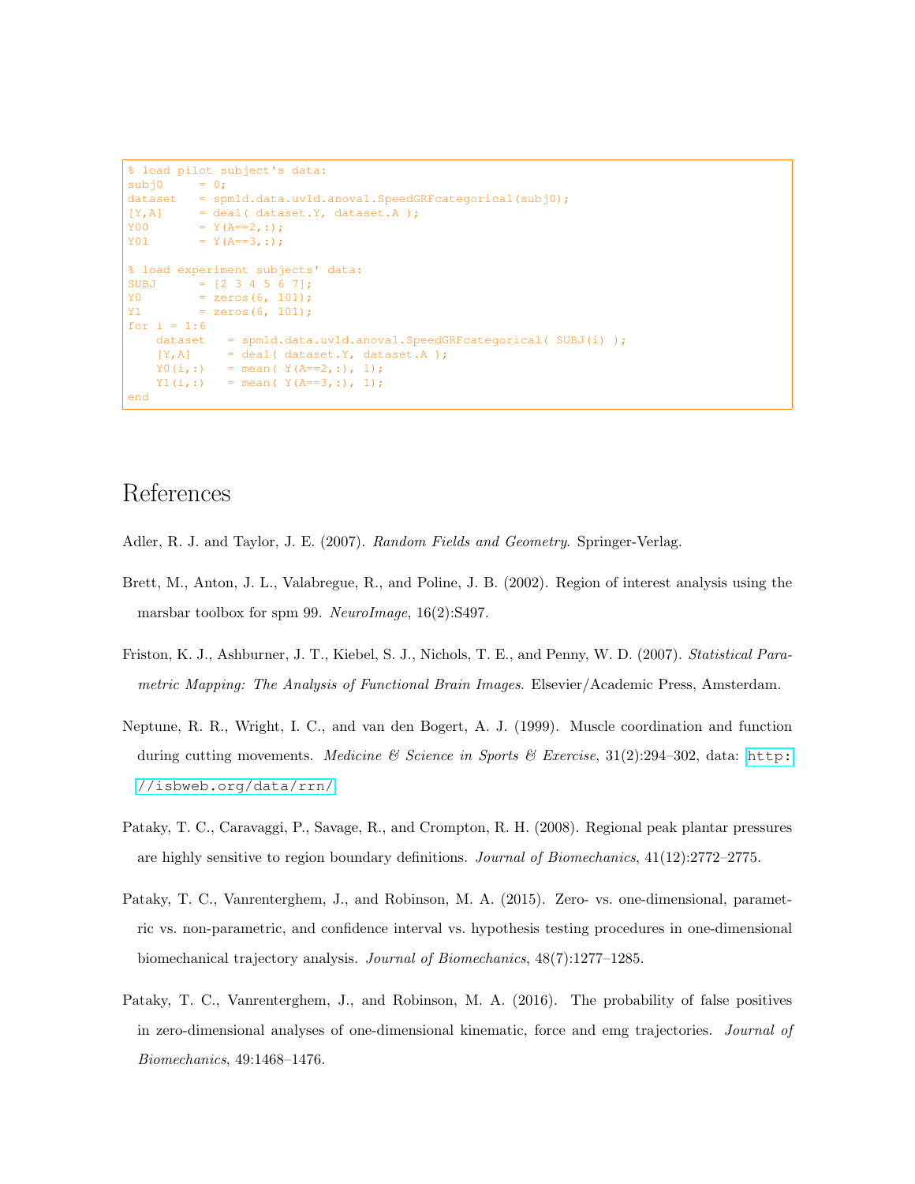```
% load pilot subject's data:
subj0     = 0;
dataset   = spm1d.data.uv1d.anova1.SpeedGRFcategorical(subj0);
[Y,A]     = deal( dataset.Y, dataset.A );
Y00       = Y(A==2,:);
Y01       = Y(A==3,:);

% load experiment subjects' data:
SUBJ      = [2 3 4 5 6 7];
Y0        = zeros(6, 101);
Y1        = zeros(6, 101);
for i = 1:6
    dataset   = spm1d.data.uv1d.anova1.SpeedGRFcategorical( SUBJ(i) );
    [Y,A]     = deal( dataset.Y, dataset.A );
    Y0(i,:)   = mean( Y(A==2,:), 1);
    Y1(i,:)   = mean( Y(A==3,:), 1);
end
```

# References

Adler, R. J. and Taylor, J. E. (2007). *Random Fields and Geometry*. Springer-Verlag.

Brett, M., Anton, J. L., Valabregue, R., and Poline, J. B. (2002). Region of interest analysis using the marsbar toolbox for spm 99. *NeuroImage*, 16(2):S497.

Friston, K. J., Ashburner, J. T., Kiebel, S. J., Nichols, T. E., and Penny, W. D. (2007). *Statistical Parametric Mapping: The Analysis of Functional Brain Images*. Elsevier/Academic Press, Amsterdam.

Neptune, R. R., Wright, I. C., and van den Bogert, A. J. (1999). Muscle coordination and function during cutting movements. *Medicine & Science in Sports & Exercise*, 31(2):294–302, data: http://isbweb.org/data/rrn/.

Pataky, T. C., Caravaggi, P., Savage, R., and Crompton, R. H. (2008). Regional peak plantar pressures are highly sensitive to region boundary definitions. *Journal of Biomechanics*, 41(12):2772–2775.

Pataky, T. C., Vanrenterghem, J., and Robinson, M. A. (2015). Zero- vs. one-dimensional, parametric vs. non-parametric, and confidence interval vs. hypothesis testing procedures in one-dimensional biomechanical trajectory analysis. *Journal of Biomechanics*, 48(7):1277–1285.

Pataky, T. C., Vanrenterghem, J., and Robinson, M. A. (2016). The probability of false positives in zero-dimensional analyses of one-dimensional kinematic, force and emg trajectories. *Journal of Biomechanics*, 49:1468–1476.